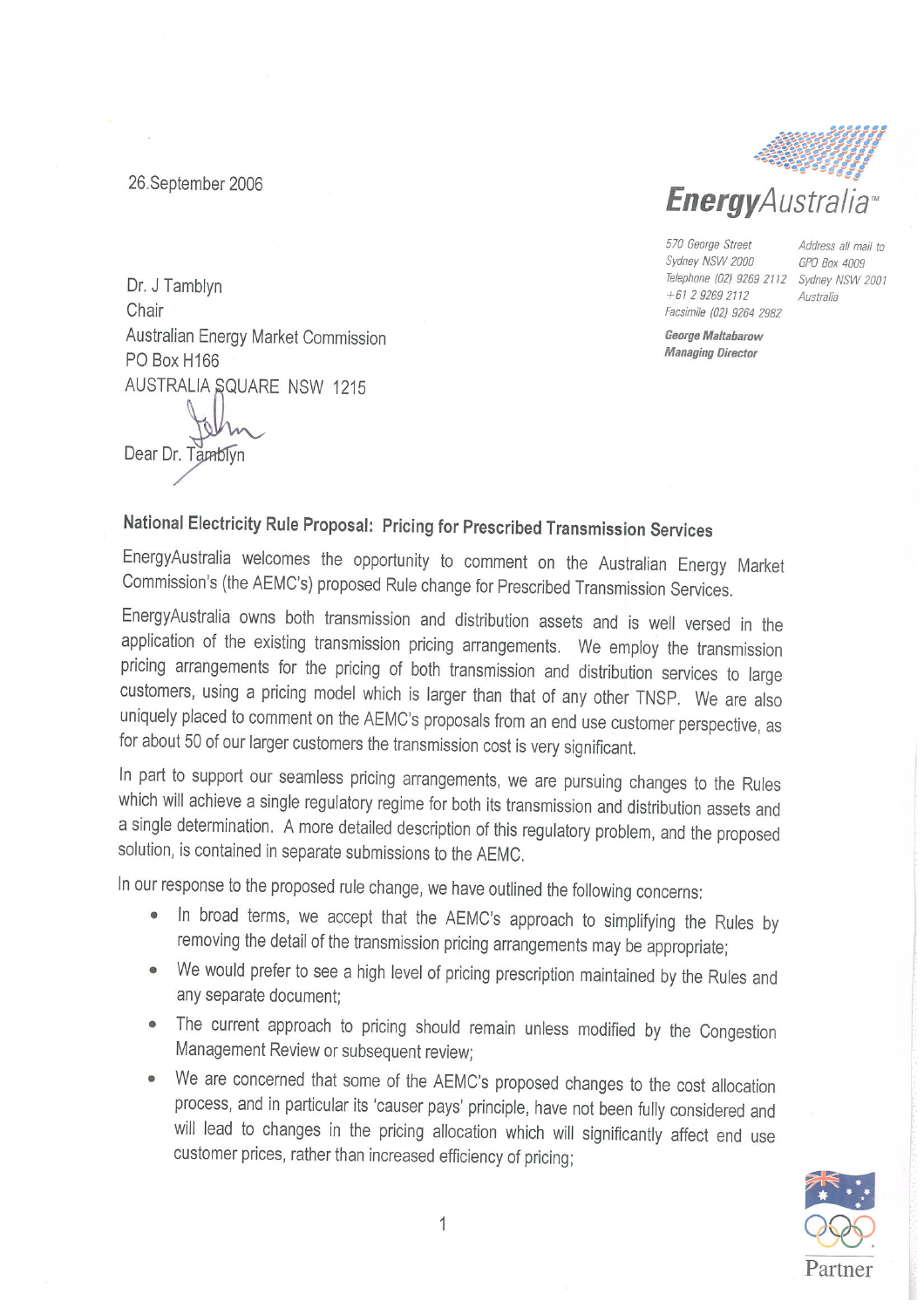26.September 2026

**EnergyAustralia™**

570 George Street
Sydney NSW 2000
Telephone (02) 9269 2112
+61 2 9269 2112
Facsimile (02) 9264 2982

Address all mail to
GPO Box 4009
Sydney NSW 2001
Australia

***George Maltabarow***
***Managing Director***

Dr. J Tamblyn
Chair
Australian Energy Market Commission
PO Box H166
AUSTRALIA SQUARE NSW 1215

Dear Dr. Tamblyn

### National Electricity Rule Proposal: Pricing for Prescribed Transmission Services

EnergyAustralia welcomes the opportunity to comment on the Australian Energy Market Commission's (the AEMC's) proposed Rule change for Prescribed Transmission Services.

EnergyAustralia owns both transmission and distribution assets and is well versed in the application of the existing transmission pricing arrangements. We employ the transmission pricing arrangements for the pricing of both transmission and distribution services to large customers, using a pricing model which is larger than that of any other TNSP. We are also uniquely placed to comment on the AEMC's proposals from an end use customer perspective, as for about 50 of our larger customers the transmission cost is very significant.

In part to support our seamless pricing arrangements, we are pursuing changes to the Rules which will achieve a single regulatory regime for both its transmission and distribution assets and a single determination. A more detailed description of this regulatory problem, and the proposed solution, is contained in separate submissions to the AEMC.

In our response to the proposed rule change, we have outlined the following concerns:

- In broad terms, we accept that the AEMC's approach to simplifying the Rules by removing the detail of the transmission pricing arrangements may be appropriate;
- We would prefer to see a high level of pricing prescription maintained by the Rules and any separate document;
- The current approach to pricing should remain unless modified by the Congestion Management Review or subsequent review;
- We are concerned that some of the AEMC's proposed changes to the cost allocation process, and in particular its 'causer pays' principle, have not been fully considered and will lead to changes in the pricing allocation which will significantly affect end use customer prices, rather than increased efficiency of pricing;

26.September 2006

**EnergyAustralia™**

570 George Street
Sydney NSW 2000
Telephone (02) 9269 2112
+61 2 9269 2112
Facsimile (02) 9264 2982

Address all mail to
GPO Box 4009
Sydney NSW 2001
Australia

***George Maltabarow***
***Managing Director***

Dr. J Tamblyn
Chair
Australian Energy Market Commission
PO Box H166
AUSTRALIA SQUARE NSW 1215

Dear Dr. Tamblyn

### National Electricity Rule Proposal: Pricing for Prescribed Transmission Services

EnergyAustralia welcomes the opportunity to comment on the Australian Energy Market Commission's (the AEMC's) proposed Rule change for Prescribed Transmission Services.

EnergyAustralia owns both transmission and distribution assets and is well versed in the application of the existing transmission pricing arrangements. We employ the transmission pricing arrangements for the pricing of both transmission and distribution services to large customers, using a pricing model which is larger than that of any other TNSP. We are also uniquely placed to comment on the AEMC's proposals from an end use customer perspective, as for about 50 of our larger customers the transmission cost is very significant.

In part to support our seamless pricing arrangements, we are pursuing changes to the Rules which will achieve a single regulatory regime for both its transmission and distribution assets and a single determination. A more detailed description of this regulatory problem, and the proposed solution, is contained in separate submissions to the AEMC.

In our response to the proposed rule change, we have outlined the following concerns:

- In broad terms, we accept that the AEMC's approach to simplifying the Rules by removing the detail of the transmission pricing arrangements may be appropriate;
- We would prefer to see a high level of pricing prescription maintained by the Rules and any separate document;
- The current approach to pricing should remain unless modified by the Congestion Management Review or subsequent review;
- We are concerned that some of the AEMC's proposed changes to the cost allocation process, and in particular its 'causer pays' principle, have not been fully considered and will lead to changes in the pricing allocation which will significantly affect end use customer prices, rather than increased efficiency of pricing;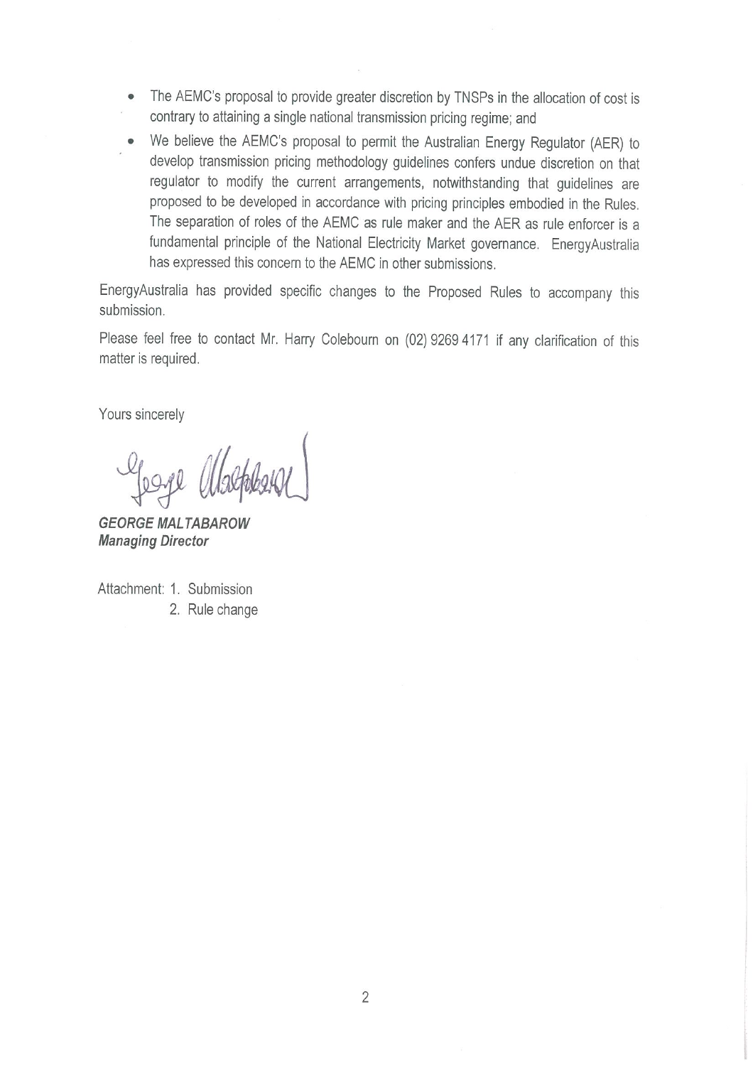- The AEMC's proposal to provide greater discretion by TNSPs in the allocation of cost is contrary to attaining a single national transmission pricing regime; and
- We believe the AEMC's proposal to permit the Australian Energy Regulator (AER) to develop transmission pricing methodology guidelines confers undue discretion on that regulator to modify the current arrangements, notwithstanding that guidelines are proposed to be developed in accordance with pricing principles embodied in the Rules. The separation of roles of the AEMC as rule maker and the AER as rule enforcer is a fundamental principle of the National Electricity Market governance. EnergyAustralia has expressed this concern to the AEMC in other submissions.

EnergyAustralia has provided specific changes to the Proposed Rules to accompany this submission.

Please feel free to contact Mr. Harry Colebourn on (02) 9269 4171 if any clarification of this matter is required.

Yours sincerely

***GEORGE MALTABAROW***
***Managing Director***

Attachment: 1. Submission
2. Rule change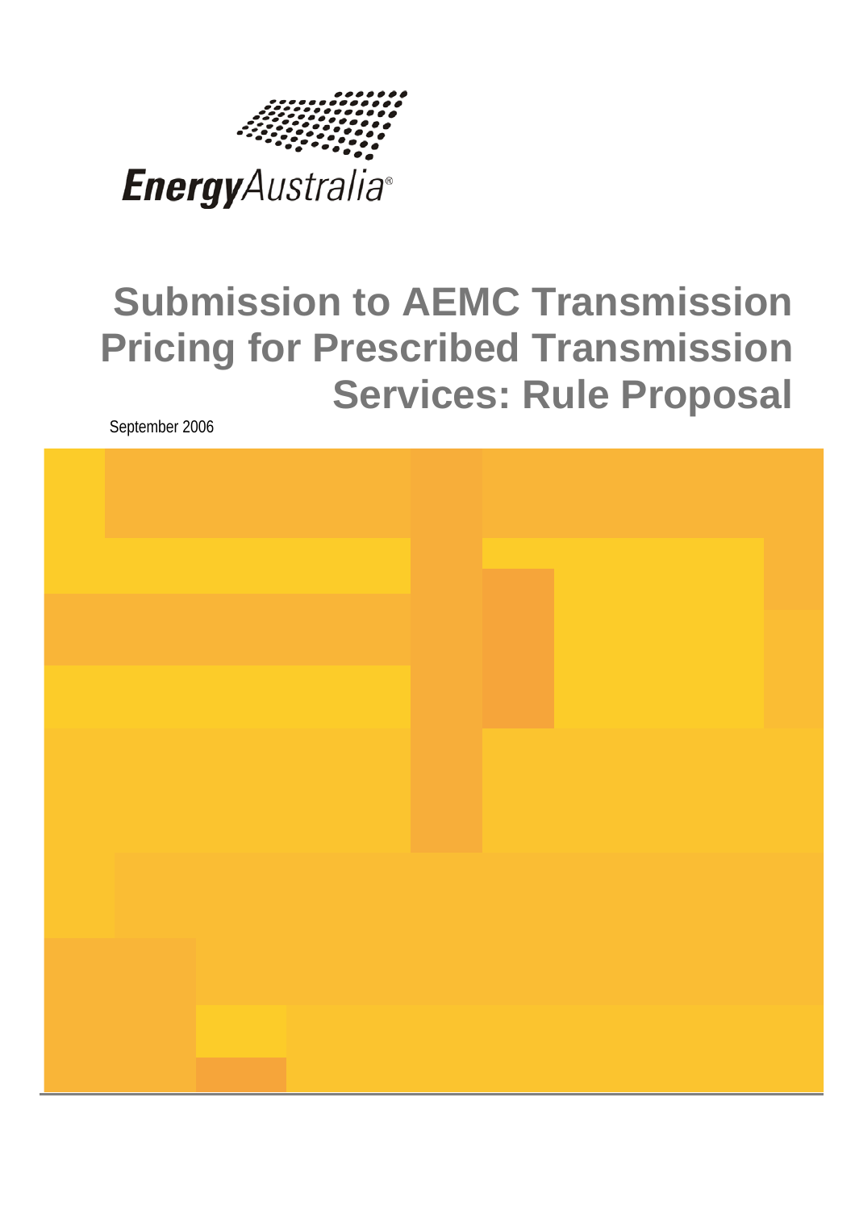EnergyAustralia®

# Submission to AEMC Transmission Pricing for Prescribed Transmission Services: Rule Proposal

September 2006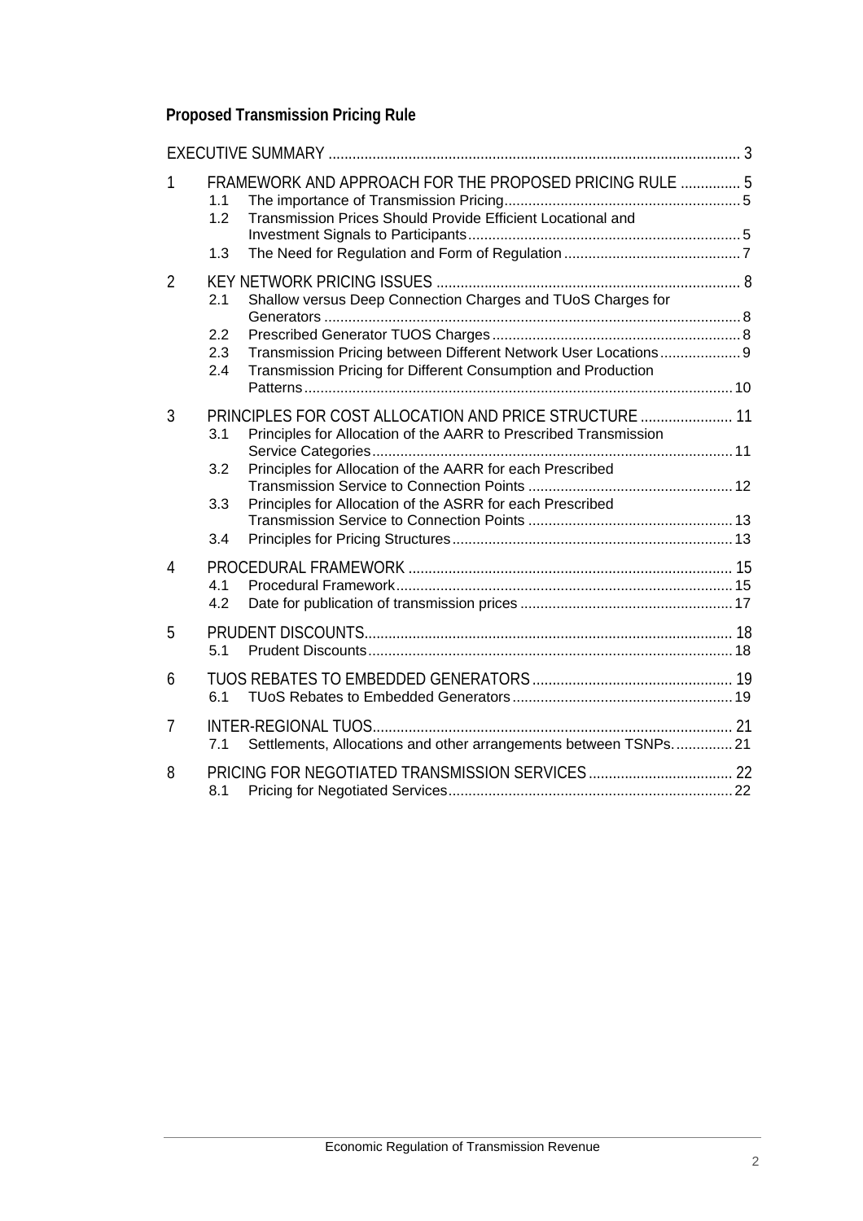**Proposed Transmission Pricing Rule**

EXECUTIVE SUMMARY ..... 3

1 FRAMEWORK AND APPROACH FOR THE PROPOSED PRICING RULE ..... 5
- 1.1 The importance of Transmission Pricing ..... 5
- 1.2 Transmission Prices Should Provide Efficient Locational and Investment Signals to Participants ..... 5
- 1.3 The Need for Regulation and Form of Regulation ..... 7

2 KEY NETWORK PRICING ISSUES ..... 8
- 2.1 Shallow versus Deep Connection Charges and TUoS Charges for Generators ..... 8
- 2.2 Prescribed Generator TUOS Charges ..... 8
- 2.3 Transmission Pricing between Different Network User Locations ..... 9
- 2.4 Transmission Pricing for Different Consumption and Production Patterns ..... 10

3 PRINCIPLES FOR COST ALLOCATION AND PRICE STRUCTURE ..... 11
- 3.1 Principles for Allocation of the AARR to Prescribed Transmission Service Categories ..... 11
- 3.2 Principles for Allocation of the AARR for each Prescribed Transmission Service to Connection Points ..... 12
- 3.3 Principles for Allocation of the ASRR for each Prescribed Transmission Service to Connection Points ..... 13
- 3.4 Principles for Pricing Structures ..... 13

4 PROCEDURAL FRAMEWORK ..... 15
- 4.1 Procedural Framework ..... 15
- 4.2 Date for publication of transmission prices ..... 17

5 PRUDENT DISCOUNTS ..... 18
- 5.1 Prudent Discounts ..... 18

6 TUOS REBATES TO EMBEDDED GENERATORS ..... 19
- 6.1 TUoS Rebates to Embedded Generators ..... 19

7 INTER-REGIONAL TUOS ..... 21
- 7.1 Settlements, Allocations and other arrangements between TSNPs. ..... 21

8 PRICING FOR NEGOTIATED TRANSMISSION SERVICES ..... 22
- 8.1 Pricing for Negotiated Services ..... 22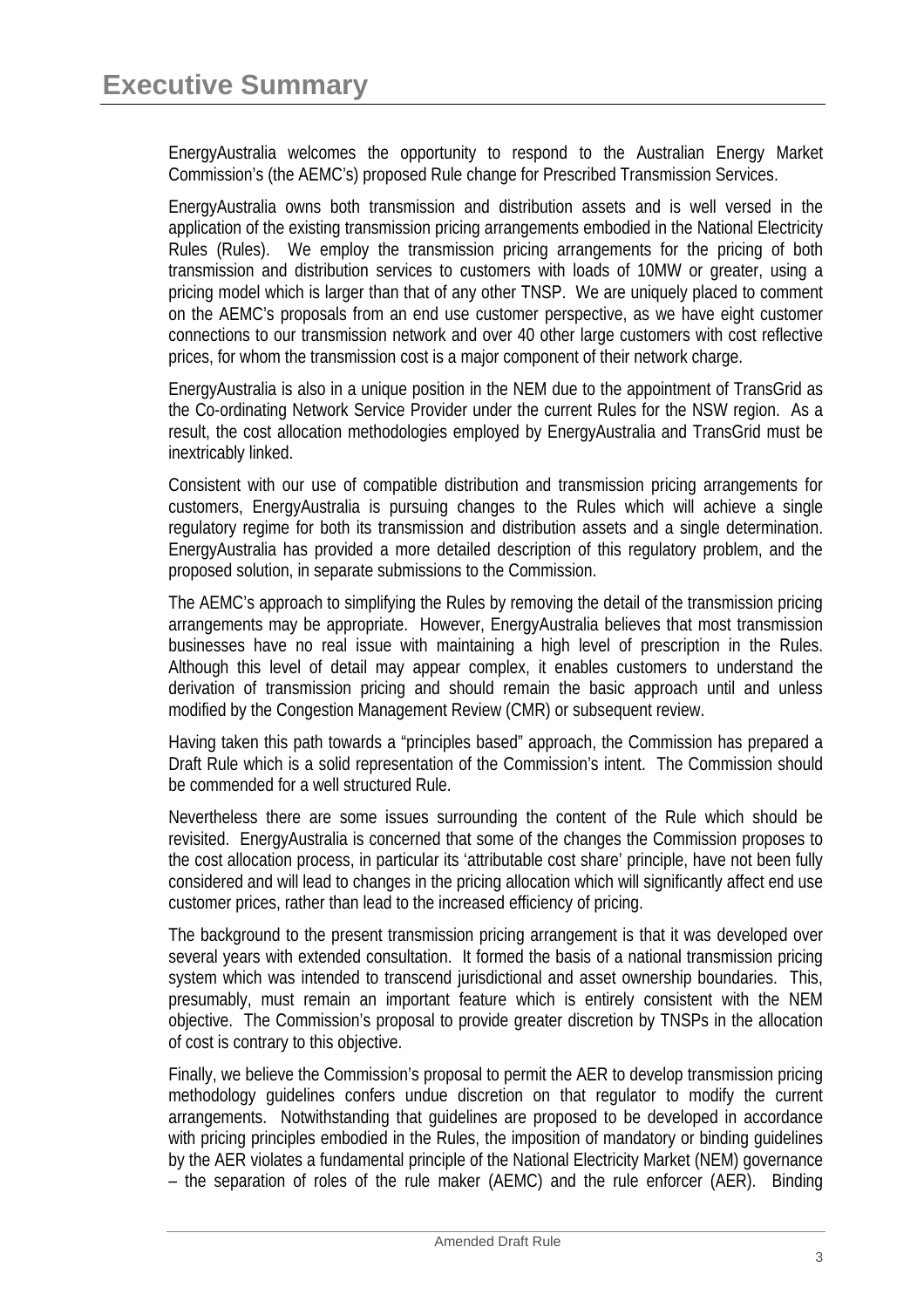# Executive Summary

EnergyAustralia welcomes the opportunity to respond to the Australian Energy Market Commission's (the AEMC's) proposed Rule change for Prescribed Transmission Services.

EnergyAustralia owns both transmission and distribution assets and is well versed in the application of the existing transmission pricing arrangements embodied in the National Electricity Rules (Rules). We employ the transmission pricing arrangements for the pricing of both transmission and distribution services to customers with loads of 10MW or greater, using a pricing model which is larger than that of any other TNSP. We are uniquely placed to comment on the AEMC's proposals from an end use customer perspective, as we have eight customer connections to our transmission network and over 40 other large customers with cost reflective prices, for whom the transmission cost is a major component of their network charge.

EnergyAustralia is also in a unique position in the NEM due to the appointment of TransGrid as the Co-ordinating Network Service Provider under the current Rules for the NSW region. As a result, the cost allocation methodologies employed by EnergyAustralia and TransGrid must be inextricably linked.

Consistent with our use of compatible distribution and transmission pricing arrangements for customers, EnergyAustralia is pursuing changes to the Rules which will achieve a single regulatory regime for both its transmission and distribution assets and a single determination. EnergyAustralia has provided a more detailed description of this regulatory problem, and the proposed solution, in separate submissions to the Commission.

The AEMC's approach to simplifying the Rules by removing the detail of the transmission pricing arrangements may be appropriate. However, EnergyAustralia believes that most transmission businesses have no real issue with maintaining a high level of prescription in the Rules. Although this level of detail may appear complex, it enables customers to understand the derivation of transmission pricing and should remain the basic approach until and unless modified by the Congestion Management Review (CMR) or subsequent review.

Having taken this path towards a "principles based" approach, the Commission has prepared a Draft Rule which is a solid representation of the Commission's intent. The Commission should be commended for a well structured Rule.

Nevertheless there are some issues surrounding the content of the Rule which should be revisited. EnergyAustralia is concerned that some of the changes the Commission proposes to the cost allocation process, in particular its 'attributable cost share' principle, have not been fully considered and will lead to changes in the pricing allocation which will significantly affect end use customer prices, rather than lead to the increased efficiency of pricing.

The background to the present transmission pricing arrangement is that it was developed over several years with extended consultation. It formed the basis of a national transmission pricing system which was intended to transcend jurisdictional and asset ownership boundaries. This, presumably, must remain an important feature which is entirely consistent with the NEM objective. The Commission's proposal to provide greater discretion by TNSPs in the allocation of cost is contrary to this objective.

Finally, we believe the Commission's proposal to permit the AER to develop transmission pricing methodology guidelines confers undue discretion on that regulator to modify the current arrangements. Notwithstanding that guidelines are proposed to be developed in accordance with pricing principles embodied in the Rules, the imposition of mandatory or binding guidelines by the AER violates a fundamental principle of the National Electricity Market (NEM) governance – the separation of roles of the rule maker (AEMC) and the rule enforcer (AER). Binding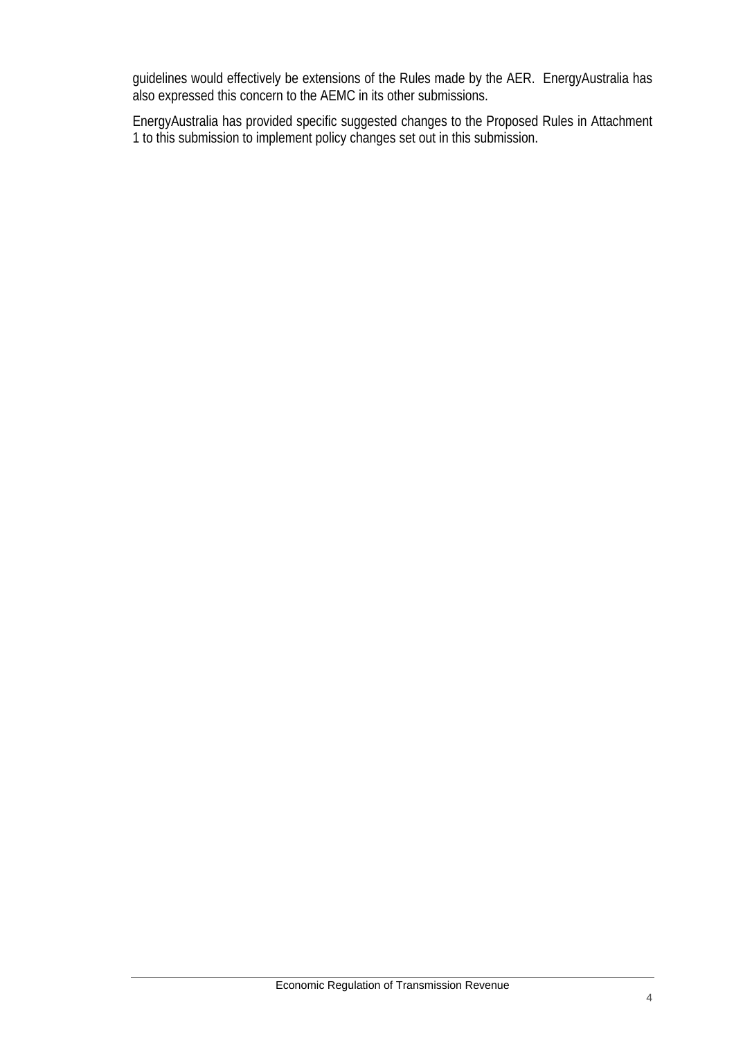guidelines would effectively be extensions of the Rules made by the AER. EnergyAustralia has also expressed this concern to the AEMC in its other submissions.

EnergyAustralia has provided specific suggested changes to the Proposed Rules in Attachment 1 to this submission to implement policy changes set out in this submission.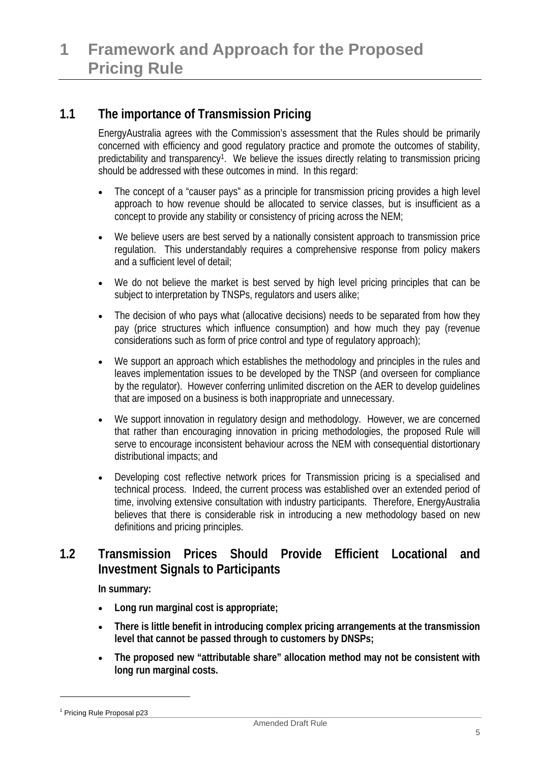# 1 Framework and Approach for the Proposed Pricing Rule

## 1.1 The importance of Transmission Pricing

EnergyAustralia agrees with the Commission's assessment that the Rules should be primarily concerned with efficiency and good regulatory practice and promote the outcomes of stability, predictability and transparency[1]. We believe the issues directly relating to transmission pricing should be addressed with these outcomes in mind. In this regard:

- The concept of a "causer pays" as a principle for transmission pricing provides a high level approach to how revenue should be allocated to service classes, but is insufficient as a concept to provide any stability or consistency of pricing across the NEM;
- We believe users are best served by a nationally consistent approach to transmission price regulation. This understandably requires a comprehensive response from policy makers and a sufficient level of detail;
- We do not believe the market is best served by high level pricing principles that can be subject to interpretation by TNSPs, regulators and users alike;
- The decision of who pays what (allocative decisions) needs to be separated from how they pay (price structures which influence consumption) and how much they pay (revenue considerations such as form of price control and type of regulatory approach);
- We support an approach which establishes the methodology and principles in the rules and leaves implementation issues to be developed by the TNSP (and overseen for compliance by the regulator). However conferring unlimited discretion on the AER to develop guidelines that are imposed on a business is both inappropriate and unnecessary.
- We support innovation in regulatory design and methodology. However, we are concerned that rather than encouraging innovation in pricing methodologies, the proposed Rule will serve to encourage inconsistent behaviour across the NEM with consequential distortionary distributional impacts; and
- Developing cost reflective network prices for Transmission pricing is a specialised and technical process. Indeed, the current process was established over an extended period of time, involving extensive consultation with industry participants. Therefore, EnergyAustralia believes that there is considerable risk in introducing a new methodology based on new definitions and pricing principles.

## 1.2 Transmission Prices Should Provide Efficient Locational and Investment Signals to Participants

**In summary:**

- **Long run marginal cost is appropriate;**
- **There is little benefit in introducing complex pricing arrangements at the transmission level that cannot be passed through to customers by DNSPs;**
- **The proposed new "attributable share" allocation method may not be consistent with long run marginal costs.**

[1] Pricing Rule Proposal p23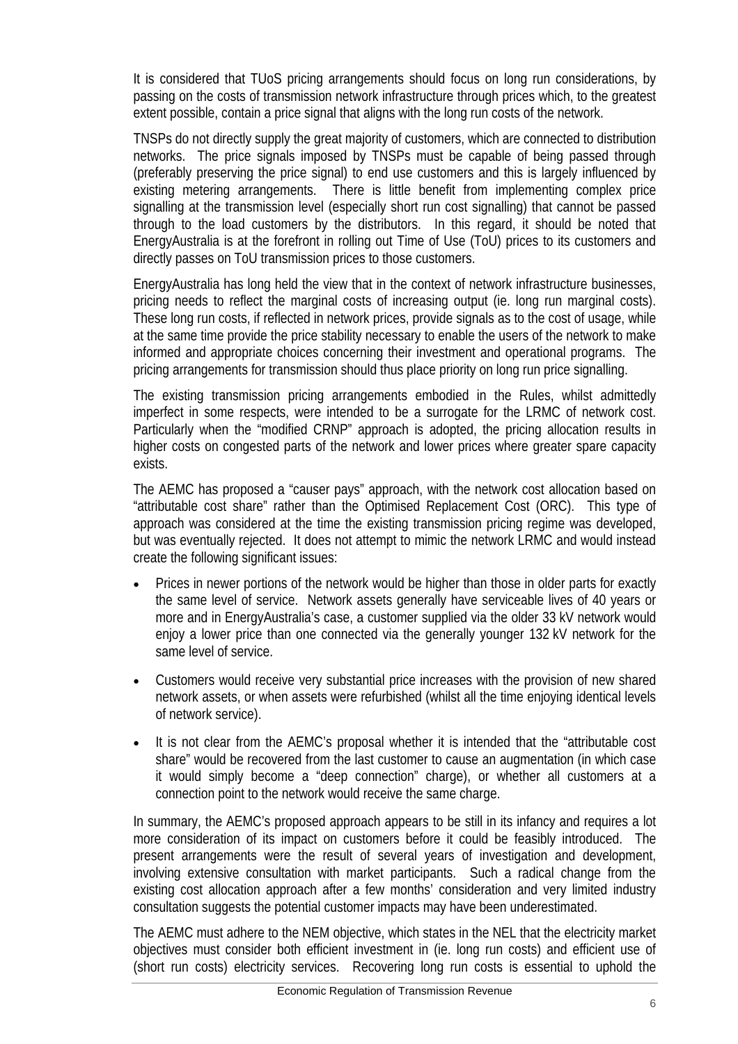It is considered that TUoS pricing arrangements should focus on long run considerations, by passing on the costs of transmission network infrastructure through prices which, to the greatest extent possible, contain a price signal that aligns with the long run costs of the network.

TNSPs do not directly supply the great majority of customers, which are connected to distribution networks. The price signals imposed by TNSPs must be capable of being passed through (preferably preserving the price signal) to end use customers and this is largely influenced by existing metering arrangements. There is little benefit from implementing complex price signalling at the transmission level (especially short run cost signalling) that cannot be passed through to the load customers by the distributors. In this regard, it should be noted that EnergyAustralia is at the forefront in rolling out Time of Use (ToU) prices to its customers and directly passes on ToU transmission prices to those customers.

EnergyAustralia has long held the view that in the context of network infrastructure businesses, pricing needs to reflect the marginal costs of increasing output (ie. long run marginal costs). These long run costs, if reflected in network prices, provide signals as to the cost of usage, while at the same time provide the price stability necessary to enable the users of the network to make informed and appropriate choices concerning their investment and operational programs. The pricing arrangements for transmission should thus place priority on long run price signalling.

The existing transmission pricing arrangements embodied in the Rules, whilst admittedly imperfect in some respects, were intended to be a surrogate for the LRMC of network cost. Particularly when the "modified CRNP" approach is adopted, the pricing allocation results in higher costs on congested parts of the network and lower prices where greater spare capacity exists.

The AEMC has proposed a "causer pays" approach, with the network cost allocation based on "attributable cost share" rather than the Optimised Replacement Cost (ORC). This type of approach was considered at the time the existing transmission pricing regime was developed, but was eventually rejected. It does not attempt to mimic the network LRMC and would instead create the following significant issues:

- Prices in newer portions of the network would be higher than those in older parts for exactly the same level of service. Network assets generally have serviceable lives of 40 years or more and in EnergyAustralia's case, a customer supplied via the older 33 kV network would enjoy a lower price than one connected via the generally younger 132 kV network for the same level of service.
- Customers would receive very substantial price increases with the provision of new shared network assets, or when assets were refurbished (whilst all the time enjoying identical levels of network service).
- It is not clear from the AEMC's proposal whether it is intended that the "attributable cost share" would be recovered from the last customer to cause an augmentation (in which case it would simply become a "deep connection" charge), or whether all customers at a connection point to the network would receive the same charge.

In summary, the AEMC's proposed approach appears to be still in its infancy and requires a lot more consideration of its impact on customers before it could be feasibly introduced. The present arrangements were the result of several years of investigation and development, involving extensive consultation with market participants. Such a radical change from the existing cost allocation approach after a few months' consideration and very limited industry consultation suggests the potential customer impacts may have been underestimated.

The AEMC must adhere to the NEM objective, which states in the NEL that the electricity market objectives must consider both efficient investment in (ie. long run costs) and efficient use of (short run costs) electricity services. Recovering long run costs is essential to uphold the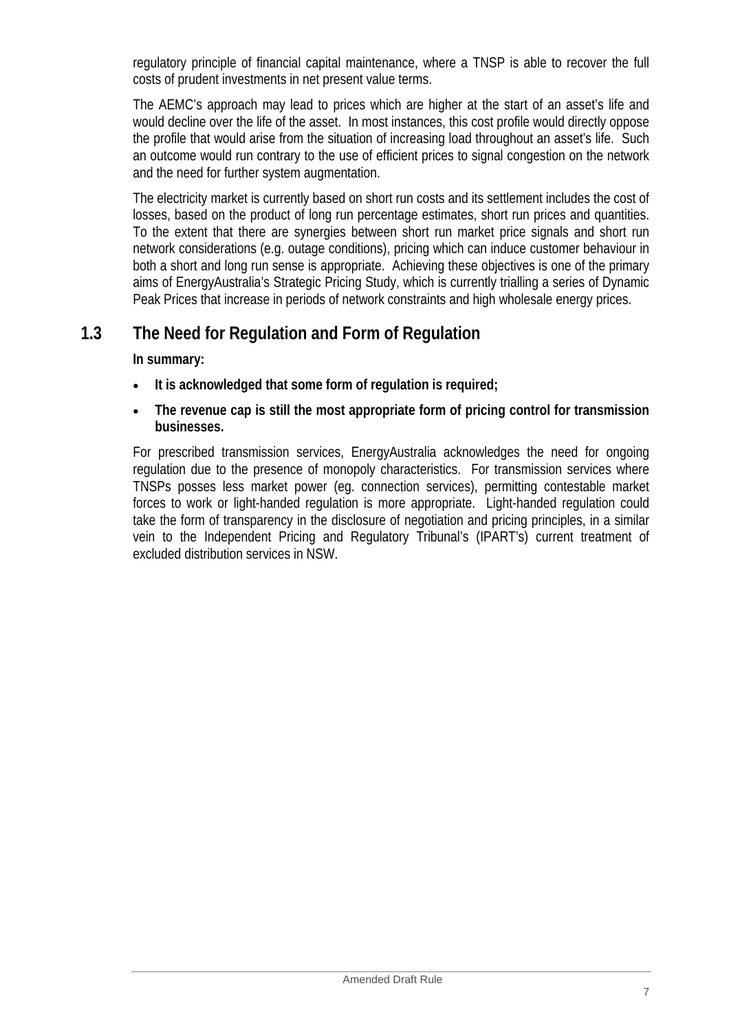regulatory principle of financial capital maintenance, where a TNSP is able to recover the full costs of prudent investments in net present value terms.

The AEMC's approach may lead to prices which are higher at the start of an asset's life and would decline over the life of the asset. In most instances, this cost profile would directly oppose the profile that would arise from the situation of increasing load throughout an asset's life. Such an outcome would run contrary to the use of efficient prices to signal congestion on the network and the need for further system augmentation.

The electricity market is currently based on short run costs and its settlement includes the cost of losses, based on the product of long run percentage estimates, short run prices and quantities. To the extent that there are synergies between short run market price signals and short run network considerations (e.g. outage conditions), pricing which can induce customer behaviour in both a short and long run sense is appropriate. Achieving these objectives is one of the primary aims of EnergyAustralia's Strategic Pricing Study, which is currently trialling a series of Dynamic Peak Prices that increase in periods of network constraints and high wholesale energy prices.

## 1.3 The Need for Regulation and Form of Regulation

**In summary:**

- **It is acknowledged that some form of regulation is required;**
- **The revenue cap is still the most appropriate form of pricing control for transmission businesses.**

For prescribed transmission services, EnergyAustralia acknowledges the need for ongoing regulation due to the presence of monopoly characteristics. For transmission services where TNSPs posses less market power (eg. connection services), permitting contestable market forces to work or light-handed regulation is more appropriate. Light-handed regulation could take the form of transparency in the disclosure of negotiation and pricing principles, in a similar vein to the Independent Pricing and Regulatory Tribunal's (IPART's) current treatment of excluded distribution services in NSW.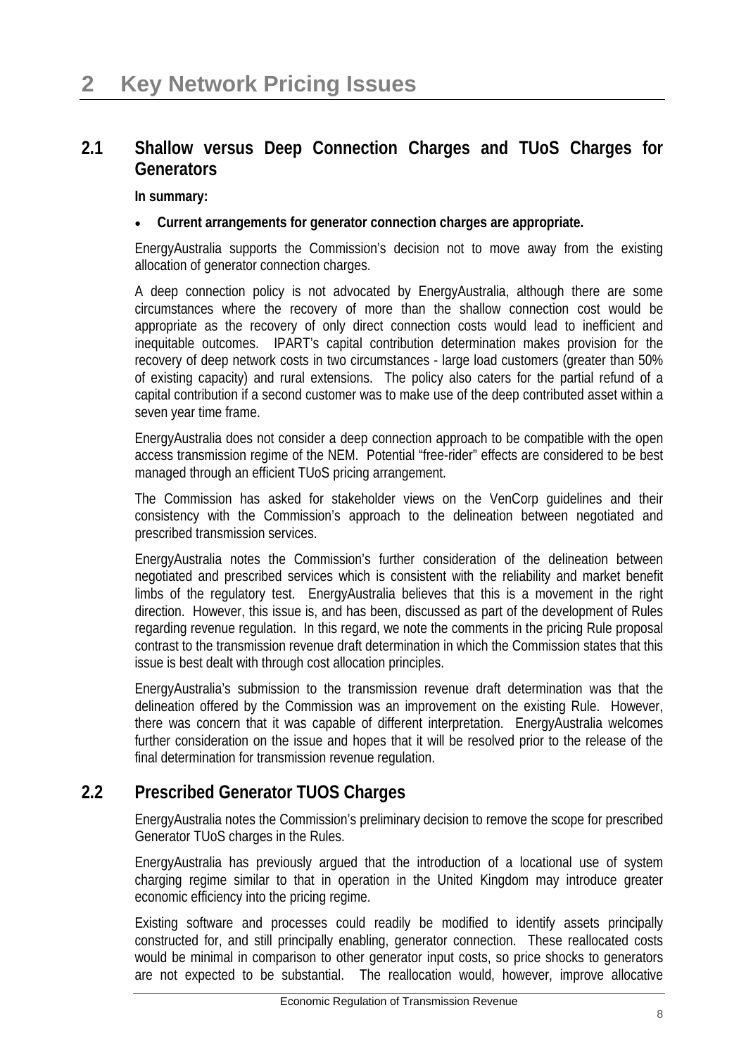# 2 Key Network Pricing Issues

## 2.1 Shallow versus Deep Connection Charges and TUoS Charges for Generators

**In summary:**

- **Current arrangements for generator connection charges are appropriate.**

EnergyAustralia supports the Commission's decision not to move away from the existing allocation of generator connection charges.

A deep connection policy is not advocated by EnergyAustralia, although there are some circumstances where the recovery of more than the shallow connection cost would be appropriate as the recovery of only direct connection costs would lead to inefficient and inequitable outcomes. IPART's capital contribution determination makes provision for the recovery of deep network costs in two circumstances - large load customers (greater than 50% of existing capacity) and rural extensions. The policy also caters for the partial refund of a capital contribution if a second customer was to make use of the deep contributed asset within a seven year time frame.

EnergyAustralia does not consider a deep connection approach to be compatible with the open access transmission regime of the NEM. Potential "free-rider" effects are considered to be best managed through an efficient TUoS pricing arrangement.

The Commission has asked for stakeholder views on the VenCorp guidelines and their consistency with the Commission's approach to the delineation between negotiated and prescribed transmission services.

EnergyAustralia notes the Commission's further consideration of the delineation between negotiated and prescribed services which is consistent with the reliability and market benefit limbs of the regulatory test. EnergyAustralia believes that this is a movement in the right direction. However, this issue is, and has been, discussed as part of the development of Rules regarding revenue regulation. In this regard, we note the comments in the pricing Rule proposal contrast to the transmission revenue draft determination in which the Commission states that this issue is best dealt with through cost allocation principles.

EnergyAustralia's submission to the transmission revenue draft determination was that the delineation offered by the Commission was an improvement on the existing Rule. However, there was concern that it was capable of different interpretation. EnergyAustralia welcomes further consideration on the issue and hopes that it will be resolved prior to the release of the final determination for transmission revenue regulation.

## 2.2 Prescribed Generator TUOS Charges

EnergyAustralia notes the Commission's preliminary decision to remove the scope for prescribed Generator TUoS charges in the Rules.

EnergyAustralia has previously argued that the introduction of a locational use of system charging regime similar to that in operation in the United Kingdom may introduce greater economic efficiency into the pricing regime.

Existing software and processes could readily be modified to identify assets principally constructed for, and still principally enabling, generator connection. These reallocated costs would be minimal in comparison to other generator input costs, so price shocks to generators are not expected to be substantial. The reallocation would, however, improve allocative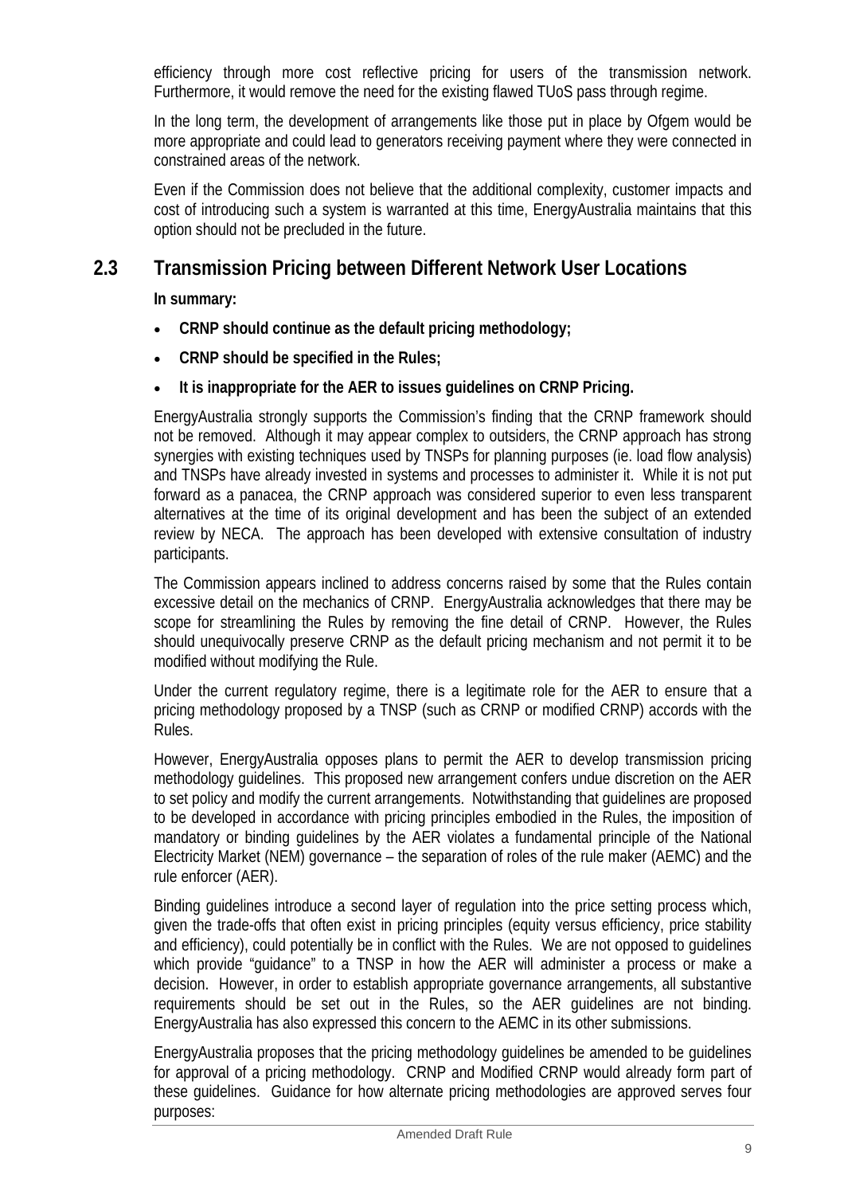efficiency through more cost reflective pricing for users of the transmission network. Furthermore, it would remove the need for the existing flawed TUoS pass through regime.

In the long term, the development of arrangements like those put in place by Ofgem would be more appropriate and could lead to generators receiving payment where they were connected in constrained areas of the network.

Even if the Commission does not believe that the additional complexity, customer impacts and cost of introducing such a system is warranted at this time, EnergyAustralia maintains that this option should not be precluded in the future.

## 2.3 Transmission Pricing between Different Network User Locations

**In summary:**

- **CRNP should continue as the default pricing methodology;**
- **CRNP should be specified in the Rules;**
- **It is inappropriate for the AER to issues guidelines on CRNP Pricing.**

EnergyAustralia strongly supports the Commission's finding that the CRNP framework should not be removed. Although it may appear complex to outsiders, the CRNP approach has strong synergies with existing techniques used by TNSPs for planning purposes (ie. load flow analysis) and TNSPs have already invested in systems and processes to administer it. While it is not put forward as a panacea, the CRNP approach was considered superior to even less transparent alternatives at the time of its original development and has been the subject of an extended review by NECA. The approach has been developed with extensive consultation of industry participants.

The Commission appears inclined to address concerns raised by some that the Rules contain excessive detail on the mechanics of CRNP. EnergyAustralia acknowledges that there may be scope for streamlining the Rules by removing the fine detail of CRNP. However, the Rules should unequivocally preserve CRNP as the default pricing mechanism and not permit it to be modified without modifying the Rule.

Under the current regulatory regime, there is a legitimate role for the AER to ensure that a pricing methodology proposed by a TNSP (such as CRNP or modified CRNP) accords with the Rules.

However, EnergyAustralia opposes plans to permit the AER to develop transmission pricing methodology guidelines. This proposed new arrangement confers undue discretion on the AER to set policy and modify the current arrangements. Notwithstanding that guidelines are proposed to be developed in accordance with pricing principles embodied in the Rules, the imposition of mandatory or binding guidelines by the AER violates a fundamental principle of the National Electricity Market (NEM) governance – the separation of roles of the rule maker (AEMC) and the rule enforcer (AER).

Binding guidelines introduce a second layer of regulation into the price setting process which, given the trade-offs that often exist in pricing principles (equity versus efficiency, price stability and efficiency), could potentially be in conflict with the Rules. We are not opposed to guidelines which provide "guidance" to a TNSP in how the AER will administer a process or make a decision. However, in order to establish appropriate governance arrangements, all substantive requirements should be set out in the Rules, so the AER guidelines are not binding. EnergyAustralia has also expressed this concern to the AEMC in its other submissions.

EnergyAustralia proposes that the pricing methodology guidelines be amended to be guidelines for approval of a pricing methodology. CRNP and Modified CRNP would already form part of these guidelines. Guidance for how alternate pricing methodologies are approved serves four purposes: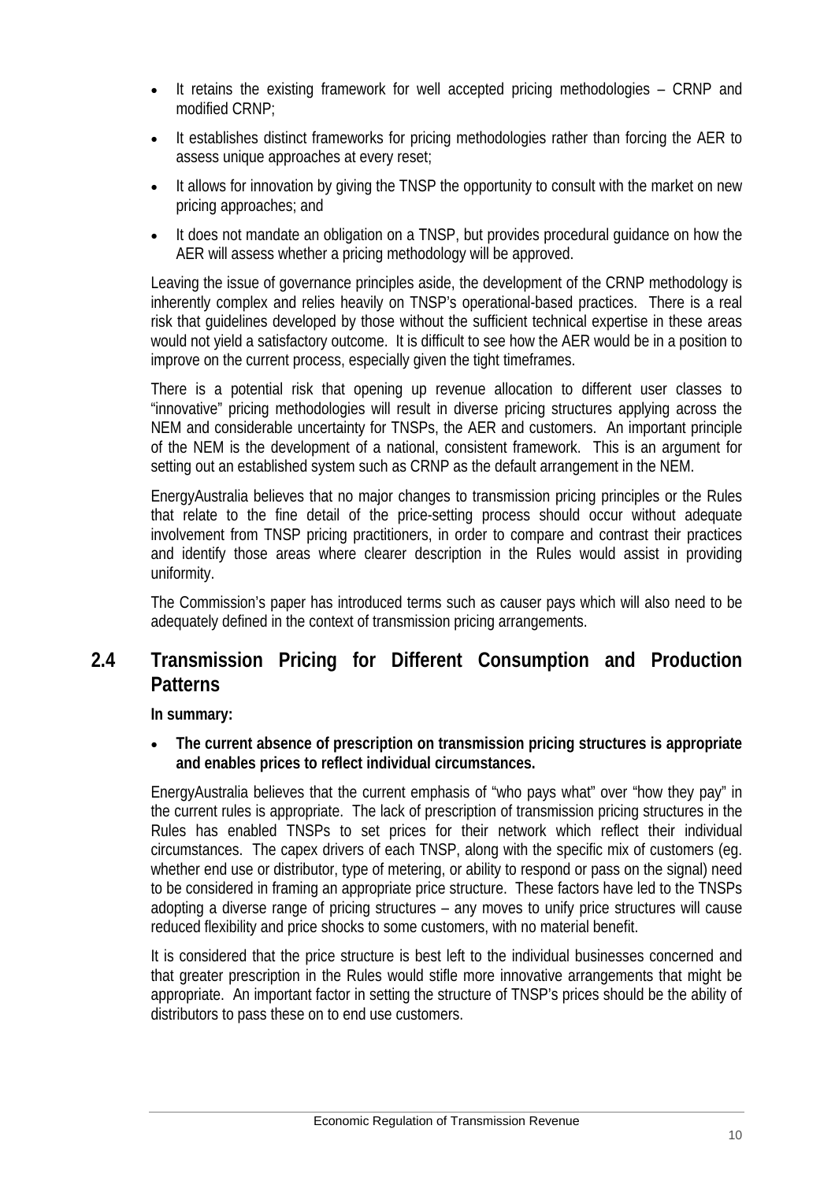- It retains the existing framework for well accepted pricing methodologies – CRNP and modified CRNP;
- It establishes distinct frameworks for pricing methodologies rather than forcing the AER to assess unique approaches at every reset;
- It allows for innovation by giving the TNSP the opportunity to consult with the market on new pricing approaches; and
- It does not mandate an obligation on a TNSP, but provides procedural guidance on how the AER will assess whether a pricing methodology will be approved.

Leaving the issue of governance principles aside, the development of the CRNP methodology is inherently complex and relies heavily on TNSP's operational-based practices. There is a real risk that guidelines developed by those without the sufficient technical expertise in these areas would not yield a satisfactory outcome. It is difficult to see how the AER would be in a position to improve on the current process, especially given the tight timeframes.

There is a potential risk that opening up revenue allocation to different user classes to "innovative" pricing methodologies will result in diverse pricing structures applying across the NEM and considerable uncertainty for TNSPs, the AER and customers. An important principle of the NEM is the development of a national, consistent framework. This is an argument for setting out an established system such as CRNP as the default arrangement in the NEM.

EnergyAustralia believes that no major changes to transmission pricing principles or the Rules that relate to the fine detail of the price-setting process should occur without adequate involvement from TNSP pricing practitioners, in order to compare and contrast their practices and identify those areas where clearer description in the Rules would assist in providing uniformity.

The Commission's paper has introduced terms such as causer pays which will also need to be adequately defined in the context of transmission pricing arrangements.

## 2.4 Transmission Pricing for Different Consumption and Production Patterns

**In summary:**

- **The current absence of prescription on transmission pricing structures is appropriate and enables prices to reflect individual circumstances.**

EnergyAustralia believes that the current emphasis of "who pays what" over "how they pay" in the current rules is appropriate. The lack of prescription of transmission pricing structures in the Rules has enabled TNSPs to set prices for their network which reflect their individual circumstances. The capex drivers of each TNSP, along with the specific mix of customers (eg. whether end use or distributor, type of metering, or ability to respond or pass on the signal) need to be considered in framing an appropriate price structure. These factors have led to the TNSPs adopting a diverse range of pricing structures – any moves to unify price structures will cause reduced flexibility and price shocks to some customers, with no material benefit.

It is considered that the price structure is best left to the individual businesses concerned and that greater prescription in the Rules would stifle more innovative arrangements that might be appropriate. An important factor in setting the structure of TNSP's prices should be the ability of distributors to pass these on to end use customers.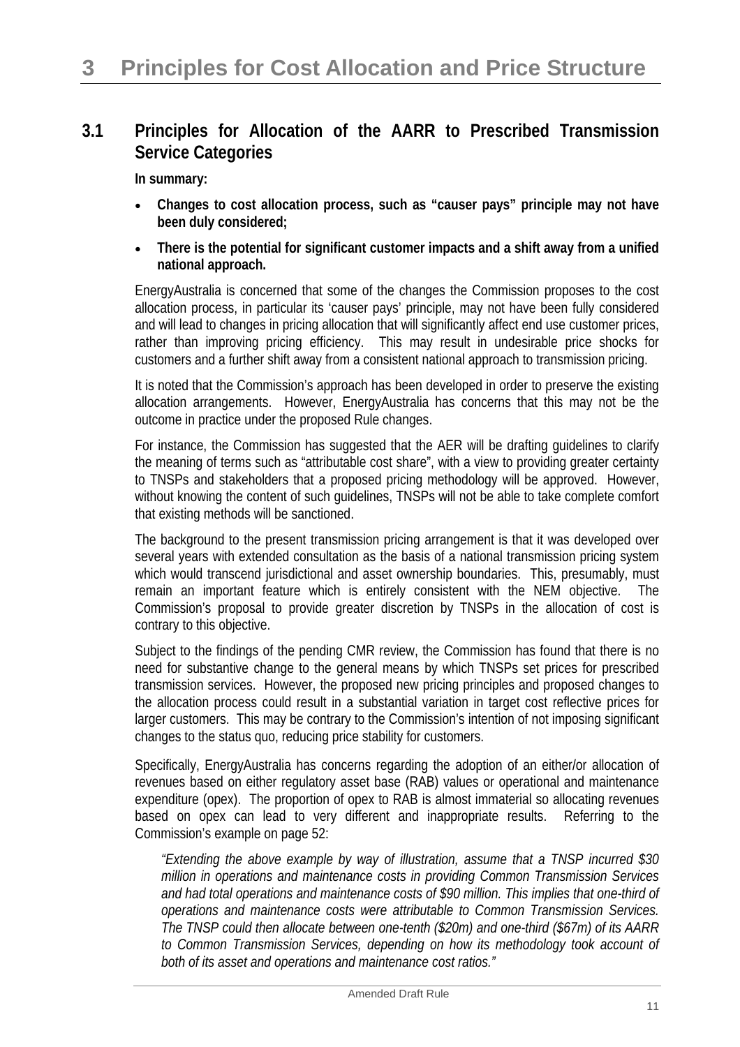# 3 Principles for Cost Allocation and Price Structure

## 3.1 Principles for Allocation of the AARR to Prescribed Transmission Service Categories

**In summary:**

- **Changes to cost allocation process, such as "causer pays" principle may not have been duly considered;**
- **There is the potential for significant customer impacts and a shift away from a unified national approach.**

EnergyAustralia is concerned that some of the changes the Commission proposes to the cost allocation process, in particular its 'causer pays' principle, may not have been fully considered and will lead to changes in pricing allocation that will significantly affect end use customer prices, rather than improving pricing efficiency. This may result in undesirable price shocks for customers and a further shift away from a consistent national approach to transmission pricing.

It is noted that the Commission's approach has been developed in order to preserve the existing allocation arrangements. However, EnergyAustralia has concerns that this may not be the outcome in practice under the proposed Rule changes.

For instance, the Commission has suggested that the AER will be drafting guidelines to clarify the meaning of terms such as "attributable cost share", with a view to providing greater certainty to TNSPs and stakeholders that a proposed pricing methodology will be approved. However, without knowing the content of such guidelines, TNSPs will not be able to take complete comfort that existing methods will be sanctioned.

The background to the present transmission pricing arrangement is that it was developed over several years with extended consultation as the basis of a national transmission pricing system which would transcend jurisdictional and asset ownership boundaries. This, presumably, must remain an important feature which is entirely consistent with the NEM objective. The Commission's proposal to provide greater discretion by TNSPs in the allocation of cost is contrary to this objective.

Subject to the findings of the pending CMR review, the Commission has found that there is no need for substantive change to the general means by which TNSPs set prices for prescribed transmission services. However, the proposed new pricing principles and proposed changes to the allocation process could result in a substantial variation in target cost reflective prices for larger customers. This may be contrary to the Commission's intention of not imposing significant changes to the status quo, reducing price stability for customers.

Specifically, EnergyAustralia has concerns regarding the adoption of an either/or allocation of revenues based on either regulatory asset base (RAB) values or operational and maintenance expenditure (opex). The proportion of opex to RAB is almost immaterial so allocating revenues based on opex can lead to very different and inappropriate results. Referring to the Commission's example on page 52:

*"Extending the above example by way of illustration, assume that a TNSP incurred $30 million in operations and maintenance costs in providing Common Transmission Services and had total operations and maintenance costs of $90 million. This implies that one-third of operations and maintenance costs were attributable to Common Transmission Services. The TNSP could then allocate between one-tenth ($20m) and one-third ($67m) of its AARR to Common Transmission Services, depending on how its methodology took account of both of its asset and operations and maintenance cost ratios."*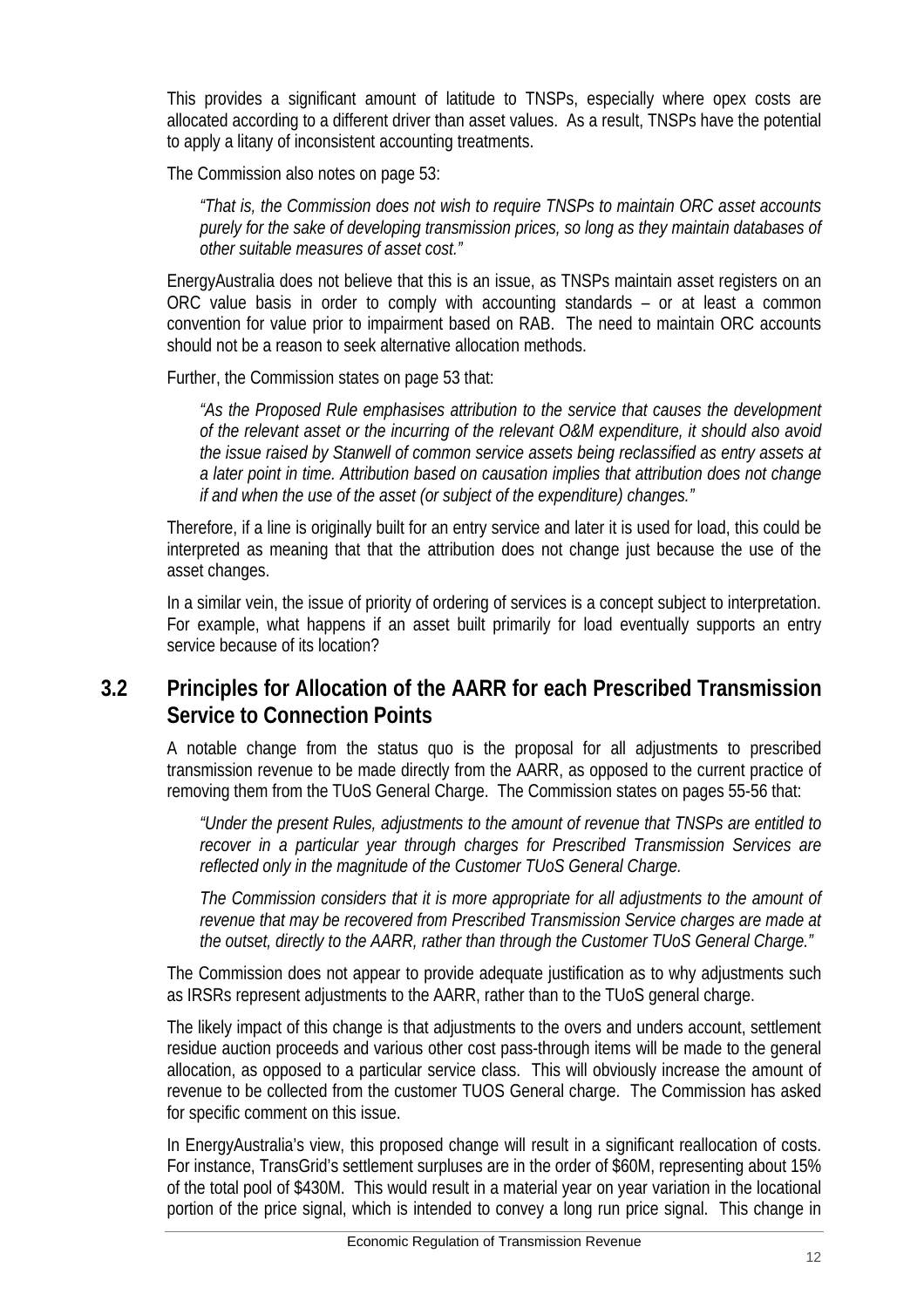This provides a significant amount of latitude to TNSPs, especially where opex costs are allocated according to a different driver than asset values. As a result, TNSPs have the potential to apply a litany of inconsistent accounting treatments.

The Commission also notes on page 53:

> *"That is, the Commission does not wish to require TNSPs to maintain ORC asset accounts purely for the sake of developing transmission prices, so long as they maintain databases of other suitable measures of asset cost."*

EnergyAustralia does not believe that this is an issue, as TNSPs maintain asset registers on an ORC value basis in order to comply with accounting standards – or at least a common convention for value prior to impairment based on RAB. The need to maintain ORC accounts should not be a reason to seek alternative allocation methods.

Further, the Commission states on page 53 that:

> *"As the Proposed Rule emphasises attribution to the service that causes the development of the relevant asset or the incurring of the relevant O&M expenditure, it should also avoid the issue raised by Stanwell of common service assets being reclassified as entry assets at a later point in time. Attribution based on causation implies that attribution does not change if and when the use of the asset (or subject of the expenditure) changes."*

Therefore, if a line is originally built for an entry service and later it is used for load, this could be interpreted as meaning that that the attribution does not change just because the use of the asset changes.

In a similar vein, the issue of priority of ordering of services is a concept subject to interpretation. For example, what happens if an asset built primarily for load eventually supports an entry service because of its location?

## 3.2 Principles for Allocation of the AARR for each Prescribed Transmission Service to Connection Points

A notable change from the status quo is the proposal for all adjustments to prescribed transmission revenue to be made directly from the AARR, as opposed to the current practice of removing them from the TUoS General Charge. The Commission states on pages 55-56 that:

> *"Under the present Rules, adjustments to the amount of revenue that TNSPs are entitled to recover in a particular year through charges for Prescribed Transmission Services are reflected only in the magnitude of the Customer TUoS General Charge.*
>
> *The Commission considers that it is more appropriate for all adjustments to the amount of revenue that may be recovered from Prescribed Transmission Service charges are made at the outset, directly to the AARR, rather than through the Customer TUoS General Charge."*

The Commission does not appear to provide adequate justification as to why adjustments such as IRSRs represent adjustments to the AARR, rather than to the TUoS general charge.

The likely impact of this change is that adjustments to the overs and unders account, settlement residue auction proceeds and various other cost pass-through items will be made to the general allocation, as opposed to a particular service class. This will obviously increase the amount of revenue to be collected from the customer TUOS General charge. The Commission has asked for specific comment on this issue.

In EnergyAustralia's view, this proposed change will result in a significant reallocation of costs. For instance, TransGrid's settlement surpluses are in the order of $60M, representing about 15% of the total pool of $430M. This would result in a material year on year variation in the locational portion of the price signal, which is intended to convey a long run price signal. This change in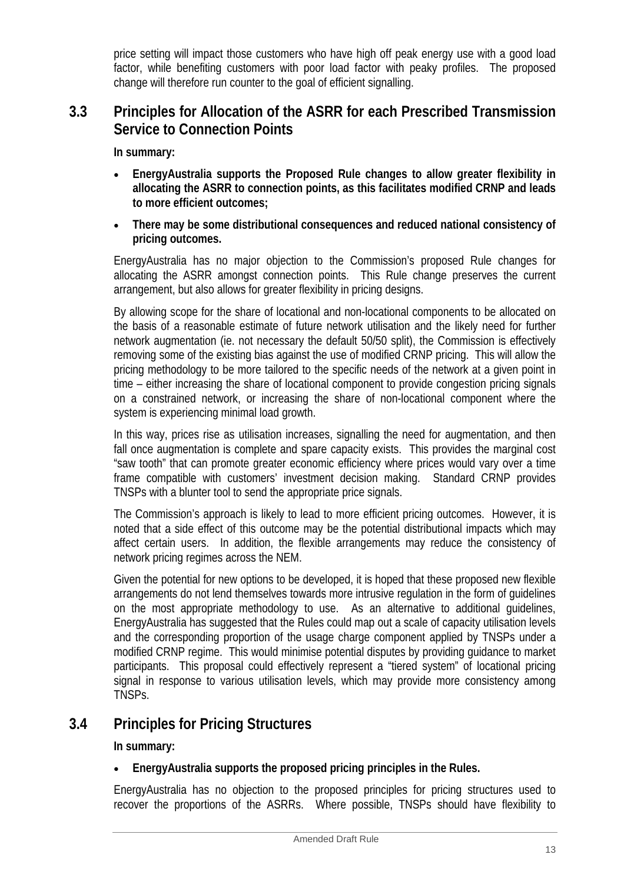price setting will impact those customers who have high off peak energy use with a good load factor, while benefiting customers with poor load factor with peaky profiles. The proposed change will therefore run counter to the goal of efficient signalling.

## 3.3 Principles for Allocation of the ASRR for each Prescribed Transmission Service to Connection Points

**In summary:**

- **EnergyAustralia supports the Proposed Rule changes to allow greater flexibility in allocating the ASRR to connection points, as this facilitates modified CRNP and leads to more efficient outcomes;**
- **There may be some distributional consequences and reduced national consistency of pricing outcomes.**

EnergyAustralia has no major objection to the Commission's proposed Rule changes for allocating the ASRR amongst connection points. This Rule change preserves the current arrangement, but also allows for greater flexibility in pricing designs.

By allowing scope for the share of locational and non-locational components to be allocated on the basis of a reasonable estimate of future network utilisation and the likely need for further network augmentation (ie. not necessary the default 50/50 split), the Commission is effectively removing some of the existing bias against the use of modified CRNP pricing. This will allow the pricing methodology to be more tailored to the specific needs of the network at a given point in time – either increasing the share of locational component to provide congestion pricing signals on a constrained network, or increasing the share of non-locational component where the system is experiencing minimal load growth.

In this way, prices rise as utilisation increases, signalling the need for augmentation, and then fall once augmentation is complete and spare capacity exists. This provides the marginal cost "saw tooth" that can promote greater economic efficiency where prices would vary over a time frame compatible with customers' investment decision making. Standard CRNP provides TNSPs with a blunter tool to send the appropriate price signals.

The Commission's approach is likely to lead to more efficient pricing outcomes. However, it is noted that a side effect of this outcome may be the potential distributional impacts which may affect certain users. In addition, the flexible arrangements may reduce the consistency of network pricing regimes across the NEM.

Given the potential for new options to be developed, it is hoped that these proposed new flexible arrangements do not lend themselves towards more intrusive regulation in the form of guidelines on the most appropriate methodology to use. As an alternative to additional guidelines, EnergyAustralia has suggested that the Rules could map out a scale of capacity utilisation levels and the corresponding proportion of the usage charge component applied by TNSPs under a modified CRNP regime. This would minimise potential disputes by providing guidance to market participants. This proposal could effectively represent a "tiered system" of locational pricing signal in response to various utilisation levels, which may provide more consistency among TNSPs.

## 3.4 Principles for Pricing Structures

**In summary:**

- **EnergyAustralia supports the proposed pricing principles in the Rules.**

EnergyAustralia has no objection to the proposed principles for pricing structures used to recover the proportions of the ASRRs. Where possible, TNSPs should have flexibility to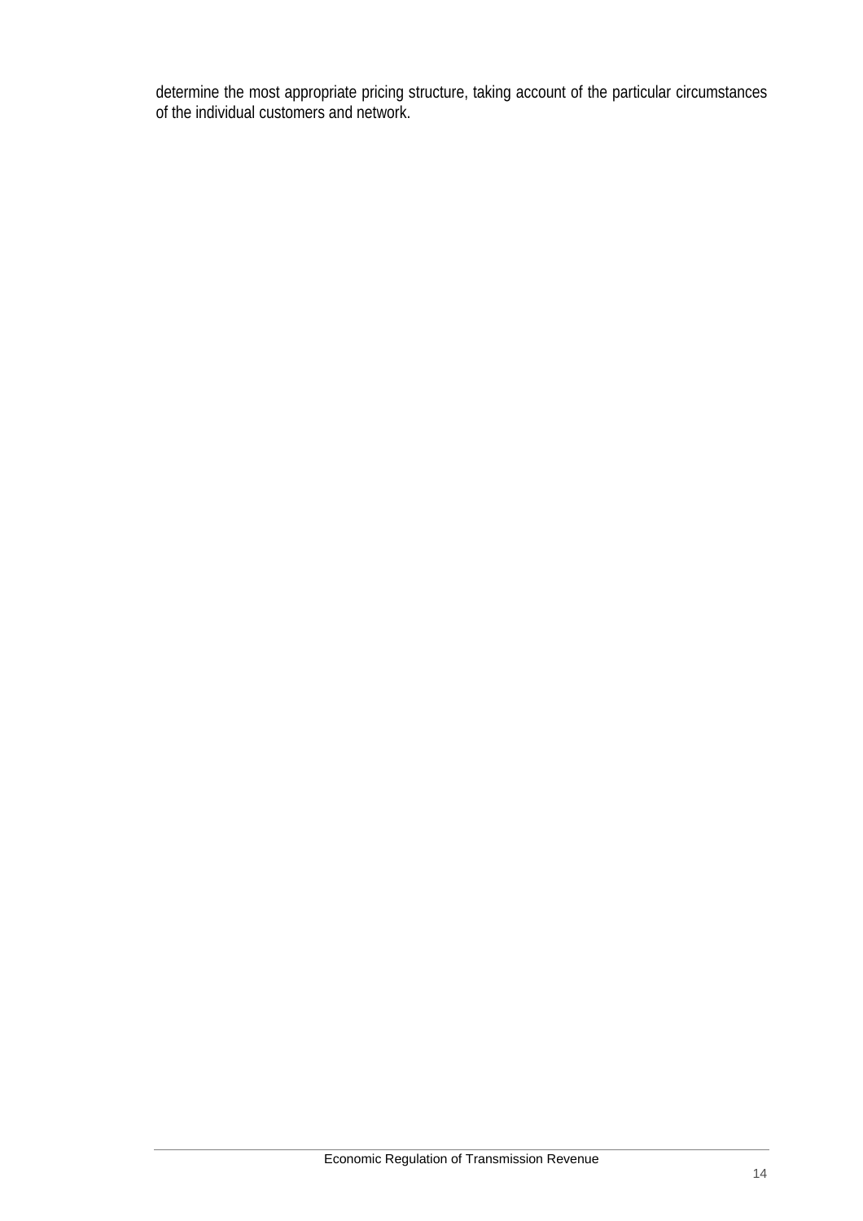determine the most appropriate pricing structure, taking account of the particular circumstances of the individual customers and network.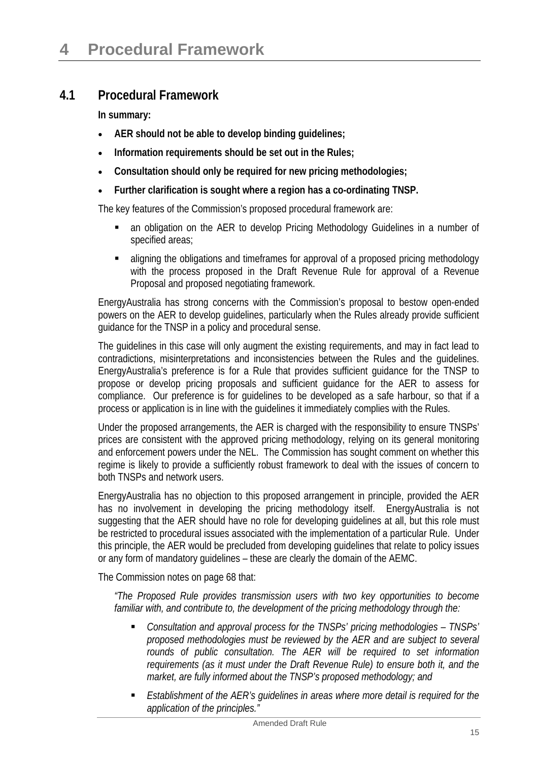# 4 Procedural Framework

## 4.1 Procedural Framework

**In summary:**

- **AER should not be able to develop binding guidelines;**
- **Information requirements should be set out in the Rules;**
- **Consultation should only be required for new pricing methodologies;**
- **Further clarification is sought where a region has a co-ordinating TNSP.**

The key features of the Commission's proposed procedural framework are:

- an obligation on the AER to develop Pricing Methodology Guidelines in a number of specified areas;
- aligning the obligations and timeframes for approval of a proposed pricing methodology with the process proposed in the Draft Revenue Rule for approval of a Revenue Proposal and proposed negotiating framework.

EnergyAustralia has strong concerns with the Commission's proposal to bestow open-ended powers on the AER to develop guidelines, particularly when the Rules already provide sufficient guidance for the TNSP in a policy and procedural sense.

The guidelines in this case will only augment the existing requirements, and may in fact lead to contradictions, misinterpretations and inconsistencies between the Rules and the guidelines. EnergyAustralia's preference is for a Rule that provides sufficient guidance for the TNSP to propose or develop pricing proposals and sufficient guidance for the AER to assess for compliance. Our preference is for guidelines to be developed as a safe harbour, so that if a process or application is in line with the guidelines it immediately complies with the Rules.

Under the proposed arrangements, the AER is charged with the responsibility to ensure TNSPs' prices are consistent with the approved pricing methodology, relying on its general monitoring and enforcement powers under the NEL. The Commission has sought comment on whether this regime is likely to provide a sufficiently robust framework to deal with the issues of concern to both TNSPs and network users.

EnergyAustralia has no objection to this proposed arrangement in principle, provided the AER has no involvement in developing the pricing methodology itself. EnergyAustralia is not suggesting that the AER should have no role for developing guidelines at all, but this role must be restricted to procedural issues associated with the implementation of a particular Rule. Under this principle, the AER would be precluded from developing guidelines that relate to policy issues or any form of mandatory guidelines – these are clearly the domain of the AEMC.

The Commission notes on page 68 that:

*"The Proposed Rule provides transmission users with two key opportunities to become familiar with, and contribute to, the development of the pricing methodology through the:*

- *Consultation and approval process for the TNSPs' pricing methodologies – TNSPs' proposed methodologies must be reviewed by the AER and are subject to several rounds of public consultation. The AER will be required to set information requirements (as it must under the Draft Revenue Rule) to ensure both it, and the market, are fully informed about the TNSP's proposed methodology; and*
- *Establishment of the AER's guidelines in areas where more detail is required for the application of the principles."*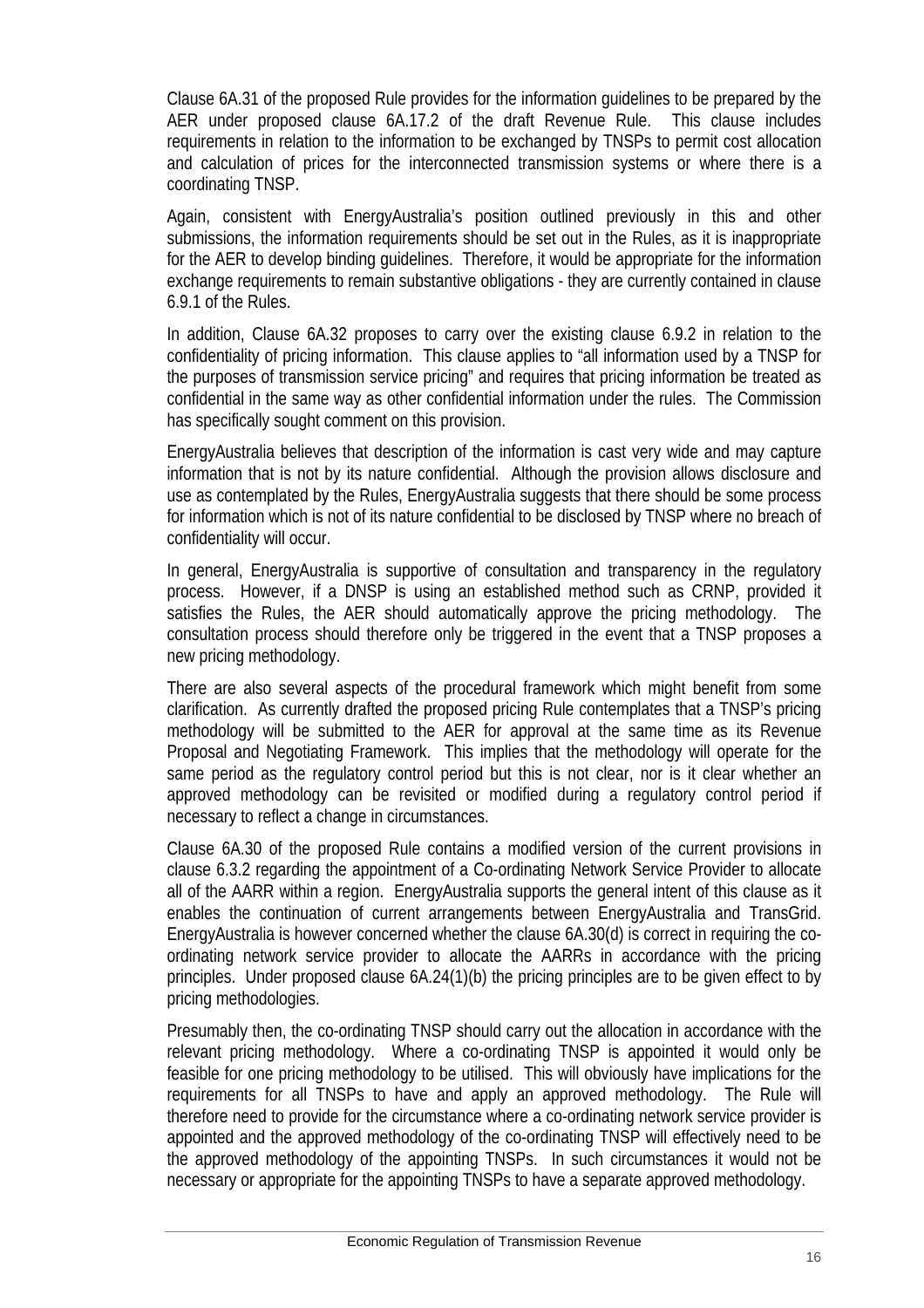Clause 6A.31 of the proposed Rule provides for the information guidelines to be prepared by the AER under proposed clause 6A.17.2 of the draft Revenue Rule. This clause includes requirements in relation to the information to be exchanged by TNSPs to permit cost allocation and calculation of prices for the interconnected transmission systems or where there is a coordinating TNSP.

Again, consistent with EnergyAustralia's position outlined previously in this and other submissions, the information requirements should be set out in the Rules, as it is inappropriate for the AER to develop binding guidelines. Therefore, it would be appropriate for the information exchange requirements to remain substantive obligations - they are currently contained in clause 6.9.1 of the Rules.

In addition, Clause 6A.32 proposes to carry over the existing clause 6.9.2 in relation to the confidentiality of pricing information. This clause applies to "all information used by a TNSP for the purposes of transmission service pricing" and requires that pricing information be treated as confidential in the same way as other confidential information under the rules. The Commission has specifically sought comment on this provision.

EnergyAustralia believes that description of the information is cast very wide and may capture information that is not by its nature confidential. Although the provision allows disclosure and use as contemplated by the Rules, EnergyAustralia suggests that there should be some process for information which is not of its nature confidential to be disclosed by TNSP where no breach of confidentiality will occur.

In general, EnergyAustralia is supportive of consultation and transparency in the regulatory process. However, if a DNSP is using an established method such as CRNP, provided it satisfies the Rules, the AER should automatically approve the pricing methodology. The consultation process should therefore only be triggered in the event that a TNSP proposes a new pricing methodology.

There are also several aspects of the procedural framework which might benefit from some clarification. As currently drafted the proposed pricing Rule contemplates that a TNSP's pricing methodology will be submitted to the AER for approval at the same time as its Revenue Proposal and Negotiating Framework. This implies that the methodology will operate for the same period as the regulatory control period but this is not clear, nor is it clear whether an approved methodology can be revisited or modified during a regulatory control period if necessary to reflect a change in circumstances.

Clause 6A.30 of the proposed Rule contains a modified version of the current provisions in clause 6.3.2 regarding the appointment of a Co-ordinating Network Service Provider to allocate all of the AARR within a region. EnergyAustralia supports the general intent of this clause as it enables the continuation of current arrangements between EnergyAustralia and TransGrid. EnergyAustralia is however concerned whether the clause 6A.30(d) is correct in requiring the co-ordinating network service provider to allocate the AARRs in accordance with the pricing principles. Under proposed clause 6A.24(1)(b) the pricing principles are to be given effect to by pricing methodologies.

Presumably then, the co-ordinating TNSP should carry out the allocation in accordance with the relevant pricing methodology. Where a co-ordinating TNSP is appointed it would only be feasible for one pricing methodology to be utilised. This will obviously have implications for the requirements for all TNSPs to have and apply an approved methodology. The Rule will therefore need to provide for the circumstance where a co-ordinating network service provider is appointed and the approved methodology of the co-ordinating TNSP will effectively need to be the approved methodology of the appointing TNSPs. In such circumstances it would not be necessary or appropriate for the appointing TNSPs to have a separate approved methodology.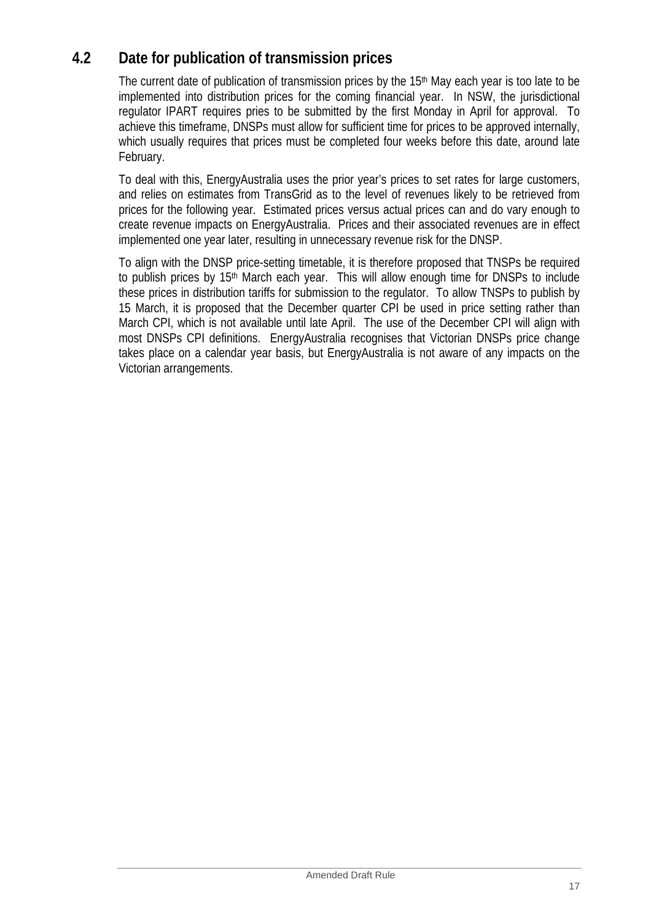## 4.2 Date for publication of transmission prices

The current date of publication of transmission prices by the 15th May each year is too late to be implemented into distribution prices for the coming financial year. In NSW, the jurisdictional regulator IPART requires pries to be submitted by the first Monday in April for approval. To achieve this timeframe, DNSPs must allow for sufficient time for prices to be approved internally, which usually requires that prices must be completed four weeks before this date, around late February.

To deal with this, EnergyAustralia uses the prior year's prices to set rates for large customers, and relies on estimates from TransGrid as to the level of revenues likely to be retrieved from prices for the following year. Estimated prices versus actual prices can and do vary enough to create revenue impacts on EnergyAustralia. Prices and their associated revenues are in effect implemented one year later, resulting in unnecessary revenue risk for the DNSP.

To align with the DNSP price-setting timetable, it is therefore proposed that TNSPs be required to publish prices by 15th March each year. This will allow enough time for DNSPs to include these prices in distribution tariffs for submission to the regulator. To allow TNSPs to publish by 15 March, it is proposed that the December quarter CPI be used in price setting rather than March CPI, which is not available until late April. The use of the December CPI will align with most DNSPs CPI definitions. EnergyAustralia recognises that Victorian DNSPs price change takes place on a calendar year basis, but EnergyAustralia is not aware of any impacts on the Victorian arrangements.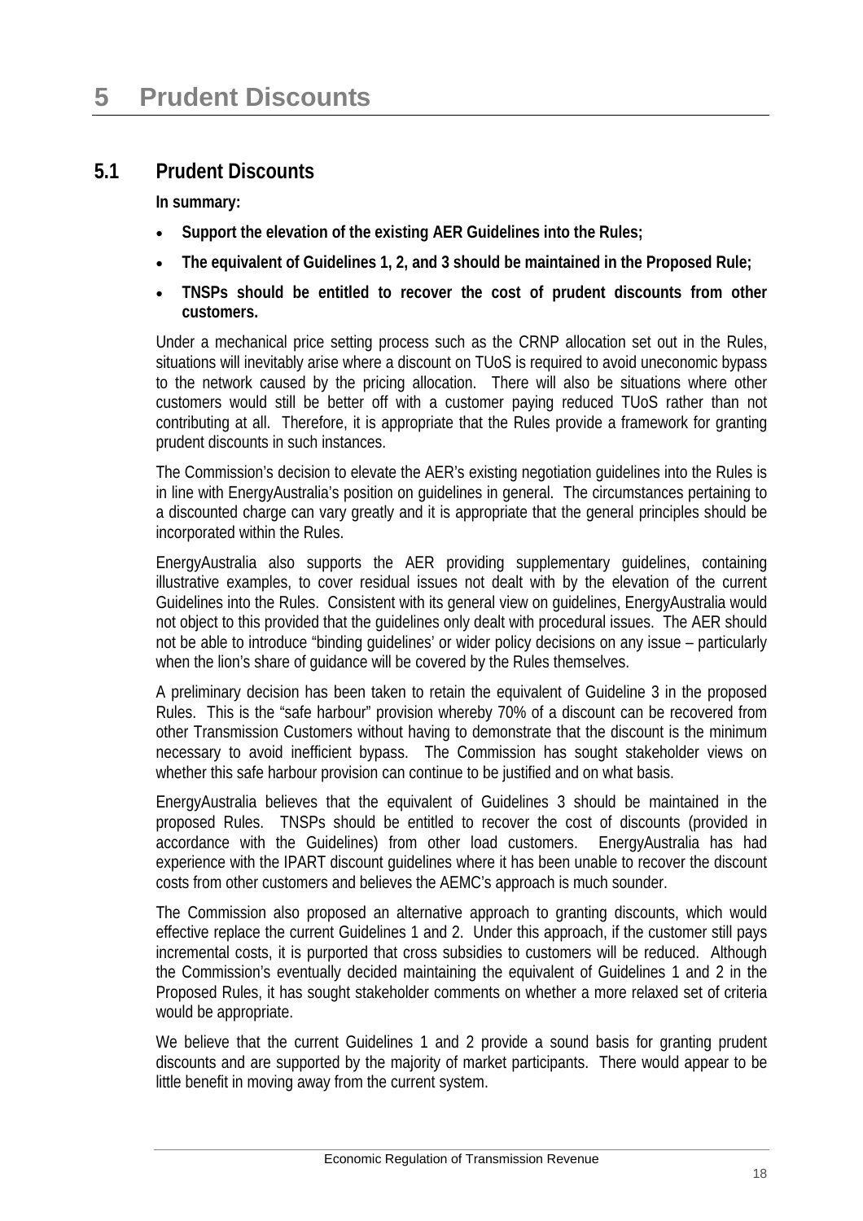# 5 Prudent Discounts

## 5.1 Prudent Discounts

**In summary:**

- **Support the elevation of the existing AER Guidelines into the Rules;**
- **The equivalent of Guidelines 1, 2, and 3 should be maintained in the Proposed Rule;**
- **TNSPs should be entitled to recover the cost of prudent discounts from other customers.**

Under a mechanical price setting process such as the CRNP allocation set out in the Rules, situations will inevitably arise where a discount on TUoS is required to avoid uneconomic bypass to the network caused by the pricing allocation. There will also be situations where other customers would still be better off with a customer paying reduced TUoS rather than not contributing at all. Therefore, it is appropriate that the Rules provide a framework for granting prudent discounts in such instances.

The Commission's decision to elevate the AER's existing negotiation guidelines into the Rules is in line with EnergyAustralia's position on guidelines in general. The circumstances pertaining to a discounted charge can vary greatly and it is appropriate that the general principles should be incorporated within the Rules.

EnergyAustralia also supports the AER providing supplementary guidelines, containing illustrative examples, to cover residual issues not dealt with by the elevation of the current Guidelines into the Rules. Consistent with its general view on guidelines, EnergyAustralia would not object to this provided that the guidelines only dealt with procedural issues. The AER should not be able to introduce "binding guidelines' or wider policy decisions on any issue – particularly when the lion's share of guidance will be covered by the Rules themselves.

A preliminary decision has been taken to retain the equivalent of Guideline 3 in the proposed Rules. This is the "safe harbour" provision whereby 70% of a discount can be recovered from other Transmission Customers without having to demonstrate that the discount is the minimum necessary to avoid inefficient bypass. The Commission has sought stakeholder views on whether this safe harbour provision can continue to be justified and on what basis.

EnergyAustralia believes that the equivalent of Guidelines 3 should be maintained in the proposed Rules. TNSPs should be entitled to recover the cost of discounts (provided in accordance with the Guidelines) from other load customers. EnergyAustralia has had experience with the IPART discount guidelines where it has been unable to recover the discount costs from other customers and believes the AEMC's approach is much sounder.

The Commission also proposed an alternative approach to granting discounts, which would effective replace the current Guidelines 1 and 2. Under this approach, if the customer still pays incremental costs, it is purported that cross subsidies to customers will be reduced. Although the Commission's eventually decided maintaining the equivalent of Guidelines 1 and 2 in the Proposed Rules, it has sought stakeholder comments on whether a more relaxed set of criteria would be appropriate.

We believe that the current Guidelines 1 and 2 provide a sound basis for granting prudent discounts and are supported by the majority of market participants. There would appear to be little benefit in moving away from the current system.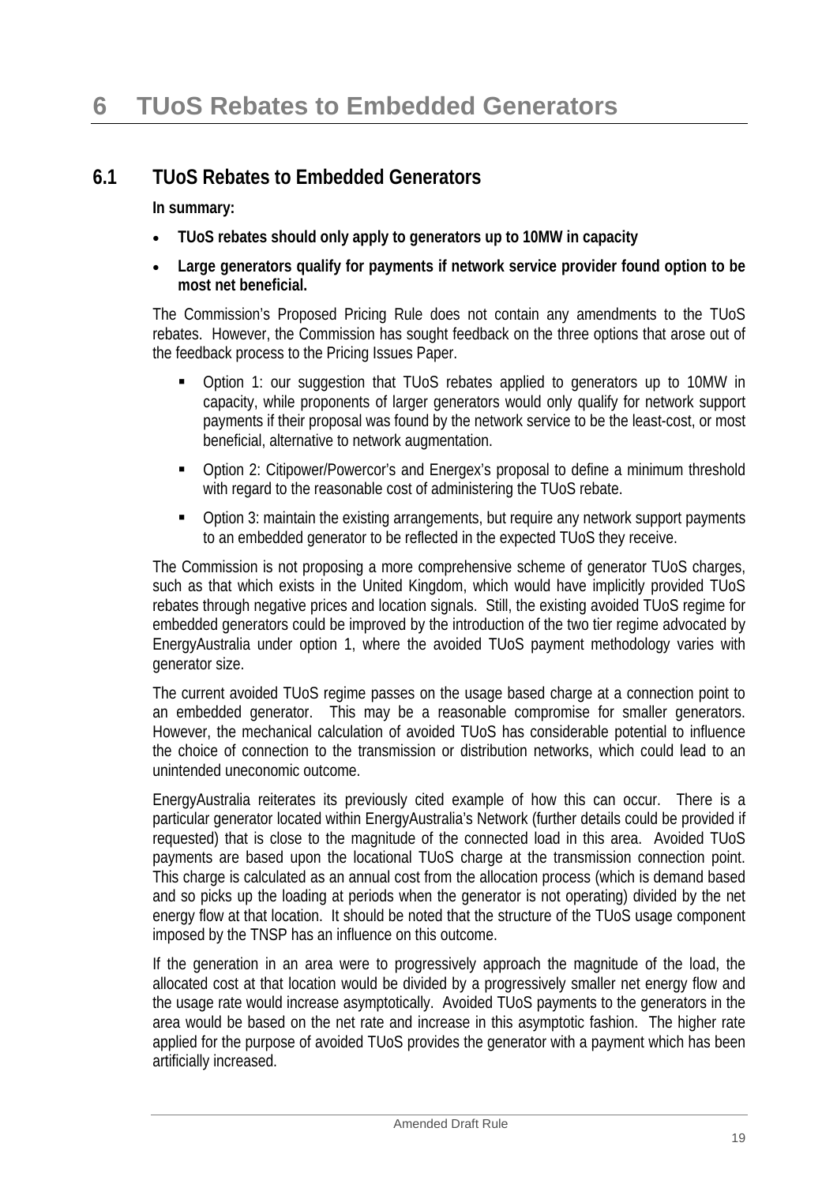# 6 TUoS Rebates to Embedded Generators

## 6.1 TUoS Rebates to Embedded Generators

**In summary:**

- **TUoS rebates should only apply to generators up to 10MW in capacity**
- **Large generators qualify for payments if network service provider found option to be most net beneficial.**

The Commission's Proposed Pricing Rule does not contain any amendments to the TUoS rebates. However, the Commission has sought feedback on the three options that arose out of the feedback process to the Pricing Issues Paper.

- Option 1: our suggestion that TUoS rebates applied to generators up to 10MW in capacity, while proponents of larger generators would only qualify for network support payments if their proposal was found by the network service to be the least-cost, or most beneficial, alternative to network augmentation.
- Option 2: Citipower/Powercor's and Energex's proposal to define a minimum threshold with regard to the reasonable cost of administering the TUoS rebate.
- Option 3: maintain the existing arrangements, but require any network support payments to an embedded generator to be reflected in the expected TUoS they receive.

The Commission is not proposing a more comprehensive scheme of generator TUoS charges, such as that which exists in the United Kingdom, which would have implicitly provided TUoS rebates through negative prices and location signals. Still, the existing avoided TUoS regime for embedded generators could be improved by the introduction of the two tier regime advocated by EnergyAustralia under option 1, where the avoided TUoS payment methodology varies with generator size.

The current avoided TUoS regime passes on the usage based charge at a connection point to an embedded generator. This may be a reasonable compromise for smaller generators. However, the mechanical calculation of avoided TUoS has considerable potential to influence the choice of connection to the transmission or distribution networks, which could lead to an unintended uneconomic outcome.

EnergyAustralia reiterates its previously cited example of how this can occur. There is a particular generator located within EnergyAustralia's Network (further details could be provided if requested) that is close to the magnitude of the connected load in this area. Avoided TUoS payments are based upon the locational TUoS charge at the transmission connection point. This charge is calculated as an annual cost from the allocation process (which is demand based and so picks up the loading at periods when the generator is not operating) divided by the net energy flow at that location. It should be noted that the structure of the TUoS usage component imposed by the TNSP has an influence on this outcome.

If the generation in an area were to progressively approach the magnitude of the load, the allocated cost at that location would be divided by a progressively smaller net energy flow and the usage rate would increase asymptotically. Avoided TUoS payments to the generators in the area would be based on the net rate and increase in this asymptotic fashion. The higher rate applied for the purpose of avoided TUoS provides the generator with a payment which has been artificially increased.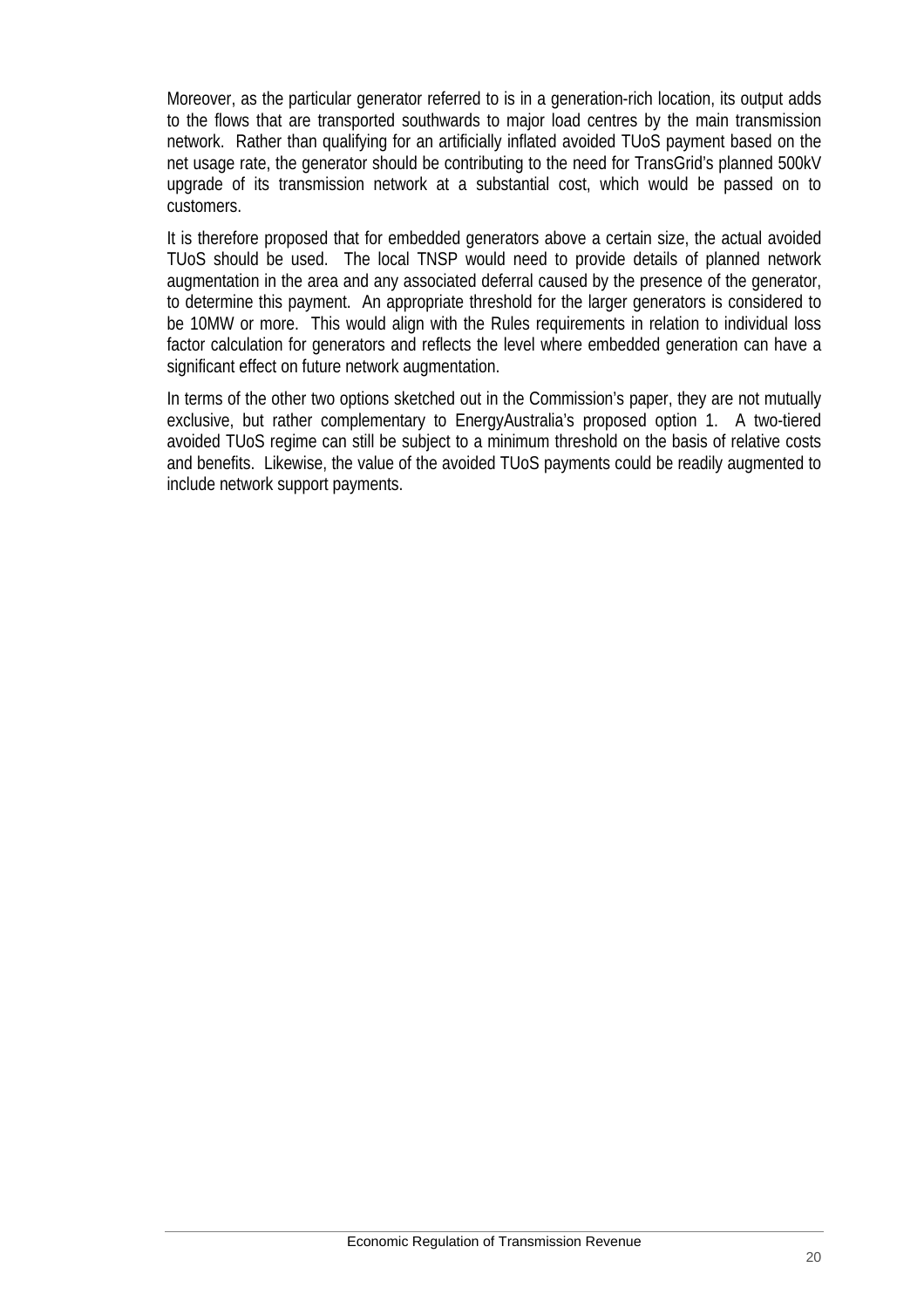Moreover, as the particular generator referred to is in a generation-rich location, its output adds to the flows that are transported southwards to major load centres by the main transmission network. Rather than qualifying for an artificially inflated avoided TUoS payment based on the net usage rate, the generator should be contributing to the need for TransGrid's planned 500kV upgrade of its transmission network at a substantial cost, which would be passed on to customers.

It is therefore proposed that for embedded generators above a certain size, the actual avoided TUoS should be used. The local TNSP would need to provide details of planned network augmentation in the area and any associated deferral caused by the presence of the generator, to determine this payment. An appropriate threshold for the larger generators is considered to be 10MW or more. This would align with the Rules requirements in relation to individual loss factor calculation for generators and reflects the level where embedded generation can have a significant effect on future network augmentation.

In terms of the other two options sketched out in the Commission's paper, they are not mutually exclusive, but rather complementary to EnergyAustralia's proposed option 1. A two-tiered avoided TUoS regime can still be subject to a minimum threshold on the basis of relative costs and benefits. Likewise, the value of the avoided TUoS payments could be readily augmented to include network support payments.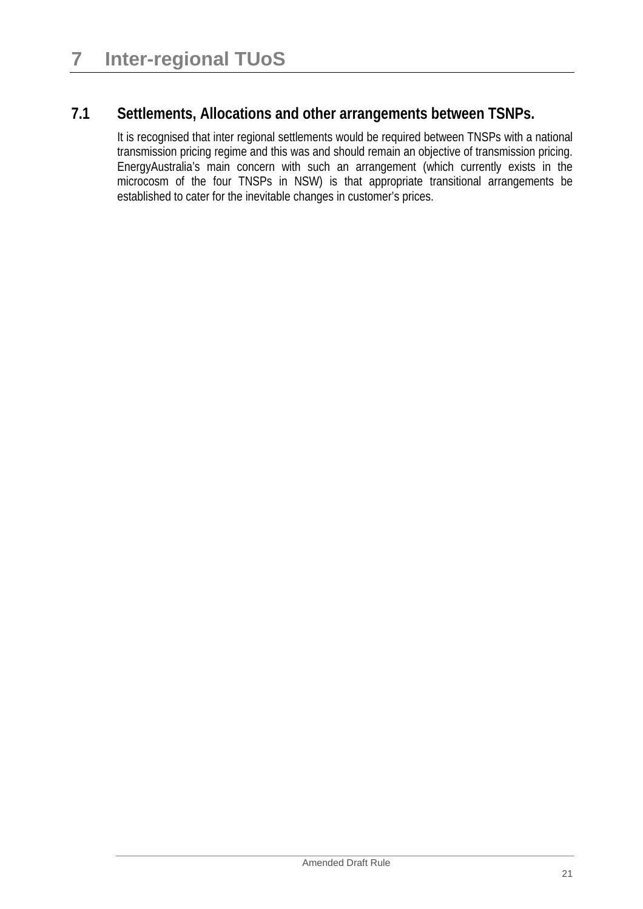# 7 Inter-regional TUoS

## 7.1 Settlements, Allocations and other arrangements between TSNPs.

It is recognised that inter regional settlements would be required between TNSPs with a national transmission pricing regime and this was and should remain an objective of transmission pricing. EnergyAustralia's main concern with such an arrangement (which currently exists in the microcosm of the four TNSPs in NSW) is that appropriate transitional arrangements be established to cater for the inevitable changes in customer's prices.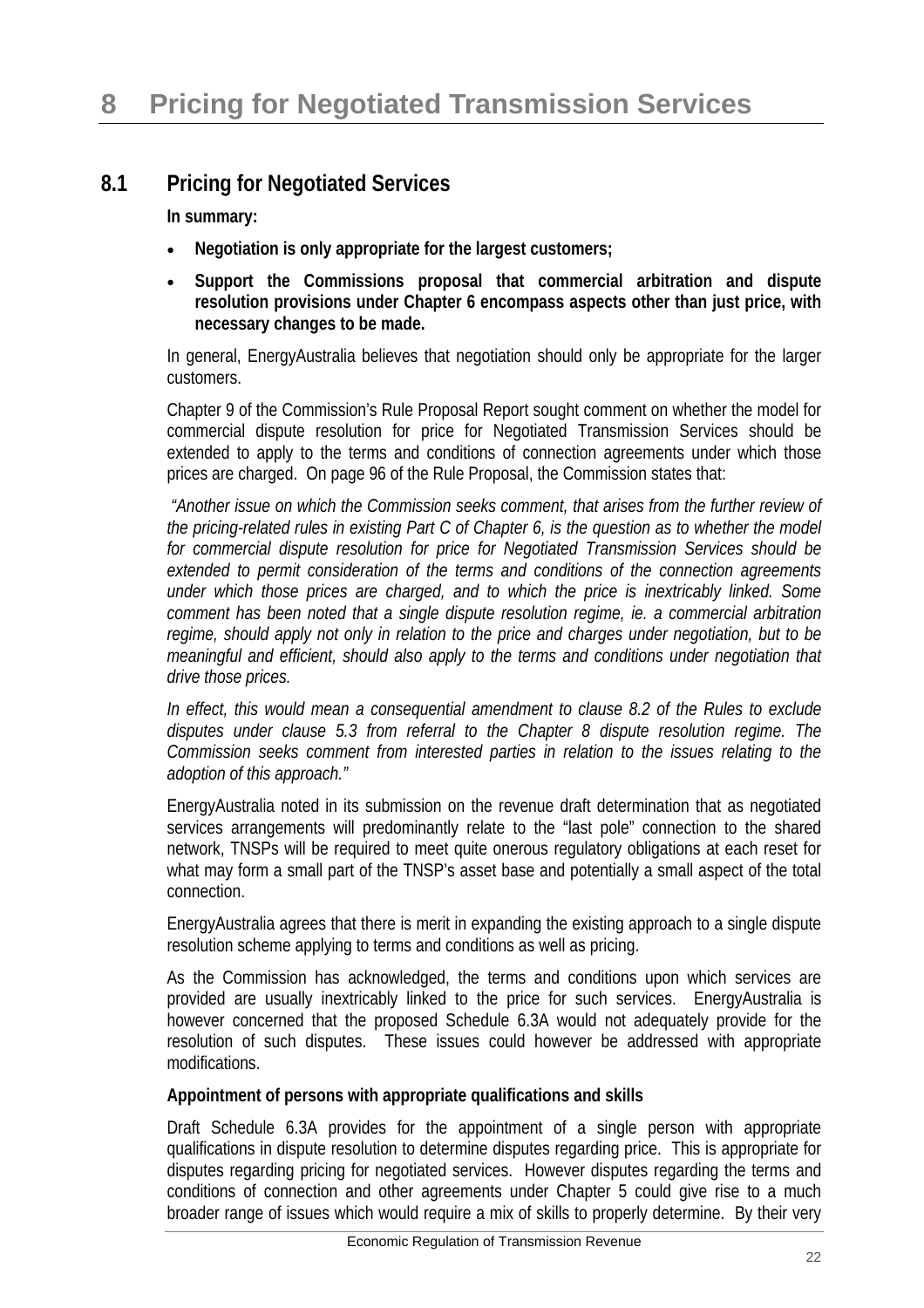# 8 Pricing for Negotiated Transmission Services

## 8.1 Pricing for Negotiated Services

**In summary:**

- **Negotiation is only appropriate for the largest customers;**
- **Support the Commissions proposal that commercial arbitration and dispute resolution provisions under Chapter 6 encompass aspects other than just price, with necessary changes to be made.**

In general, EnergyAustralia believes that negotiation should only be appropriate for the larger customers.

Chapter 9 of the Commission's Rule Proposal Report sought comment on whether the model for commercial dispute resolution for price for Negotiated Transmission Services should be extended to apply to the terms and conditions of connection agreements under which those prices are charged. On page 96 of the Rule Proposal, the Commission states that:

*"Another issue on which the Commission seeks comment, that arises from the further review of the pricing-related rules in existing Part C of Chapter 6, is the question as to whether the model for commercial dispute resolution for price for Negotiated Transmission Services should be extended to permit consideration of the terms and conditions of the connection agreements under which those prices are charged, and to which the price is inextricably linked. Some comment has been noted that a single dispute resolution regime, ie. a commercial arbitration regime, should apply not only in relation to the price and charges under negotiation, but to be meaningful and efficient, should also apply to the terms and conditions under negotiation that drive those prices.*

*In effect, this would mean a consequential amendment to clause 8.2 of the Rules to exclude disputes under clause 5.3 from referral to the Chapter 8 dispute resolution regime. The Commission seeks comment from interested parties in relation to the issues relating to the adoption of this approach."*

EnergyAustralia noted in its submission on the revenue draft determination that as negotiated services arrangements will predominantly relate to the "last pole" connection to the shared network, TNSPs will be required to meet quite onerous regulatory obligations at each reset for what may form a small part of the TNSP's asset base and potentially a small aspect of the total connection.

EnergyAustralia agrees that there is merit in expanding the existing approach to a single dispute resolution scheme applying to terms and conditions as well as pricing.

As the Commission has acknowledged, the terms and conditions upon which services are provided are usually inextricably linked to the price for such services. EnergyAustralia is however concerned that the proposed Schedule 6.3A would not adequately provide for the resolution of such disputes. These issues could however be addressed with appropriate modifications.

**Appointment of persons with appropriate qualifications and skills**

Draft Schedule 6.3A provides for the appointment of a single person with appropriate qualifications in dispute resolution to determine disputes regarding price. This is appropriate for disputes regarding pricing for negotiated services. However disputes regarding the terms and conditions of connection and other agreements under Chapter 5 could give rise to a much broader range of issues which would require a mix of skills to properly determine. By their very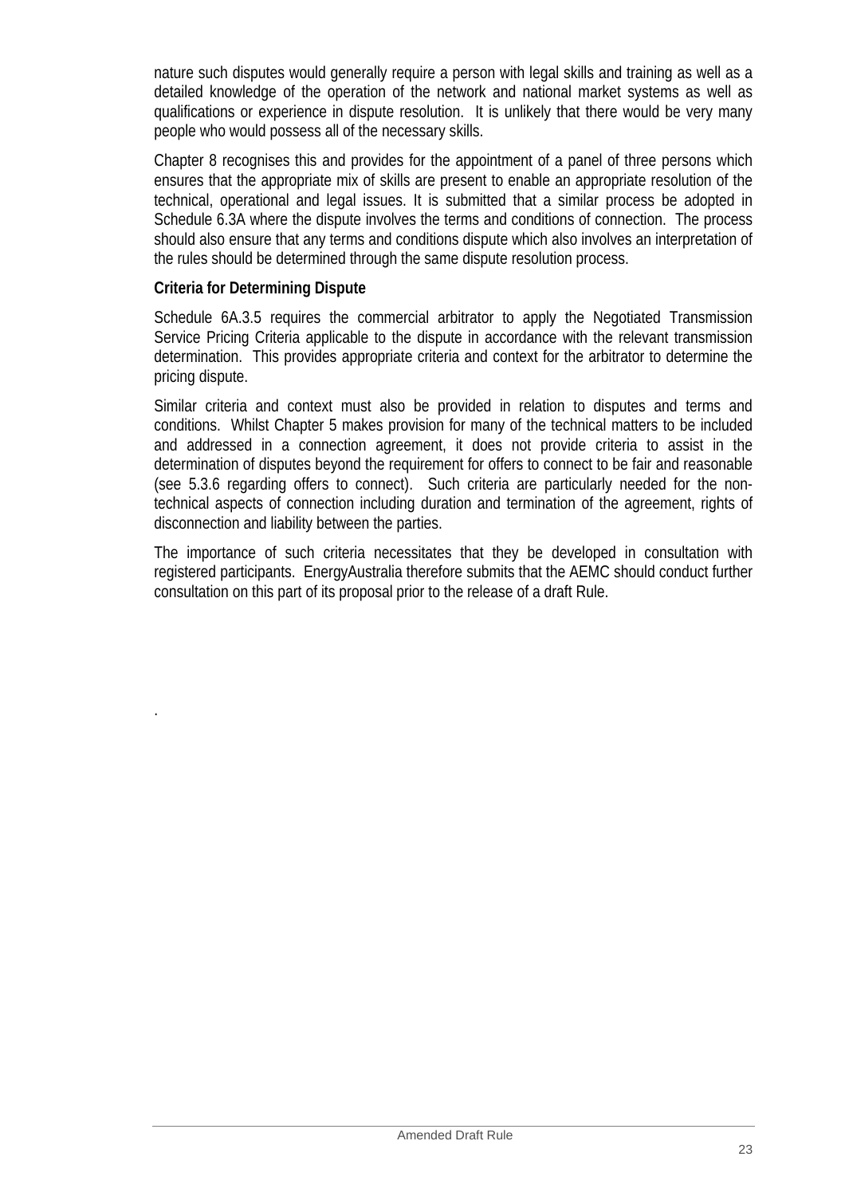nature such disputes would generally require a person with legal skills and training as well as a detailed knowledge of the operation of the network and national market systems as well as qualifications or experience in dispute resolution. It is unlikely that there would be very many people who would possess all of the necessary skills.

Chapter 8 recognises this and provides for the appointment of a panel of three persons which ensures that the appropriate mix of skills are present to enable an appropriate resolution of the technical, operational and legal issues. It is submitted that a similar process be adopted in Schedule 6.3A where the dispute involves the terms and conditions of connection. The process should also ensure that any terms and conditions dispute which also involves an interpretation of the rules should be determined through the same dispute resolution process.

**Criteria for Determining Dispute**

Schedule 6A.3.5 requires the commercial arbitrator to apply the Negotiated Transmission Service Pricing Criteria applicable to the dispute in accordance with the relevant transmission determination. This provides appropriate criteria and context for the arbitrator to determine the pricing dispute.

Similar criteria and context must also be provided in relation to disputes and terms and conditions. Whilst Chapter 5 makes provision for many of the technical matters to be included and addressed in a connection agreement, it does not provide criteria to assist in the determination of disputes beyond the requirement for offers to connect to be fair and reasonable (see 5.3.6 regarding offers to connect). Such criteria are particularly needed for the non-technical aspects of connection including duration and termination of the agreement, rights of disconnection and liability between the parties.

The importance of such criteria necessitates that they be developed in consultation with registered participants. EnergyAustralia therefore submits that the AEMC should conduct further consultation on this part of its proposal prior to the release of a draft Rule.

.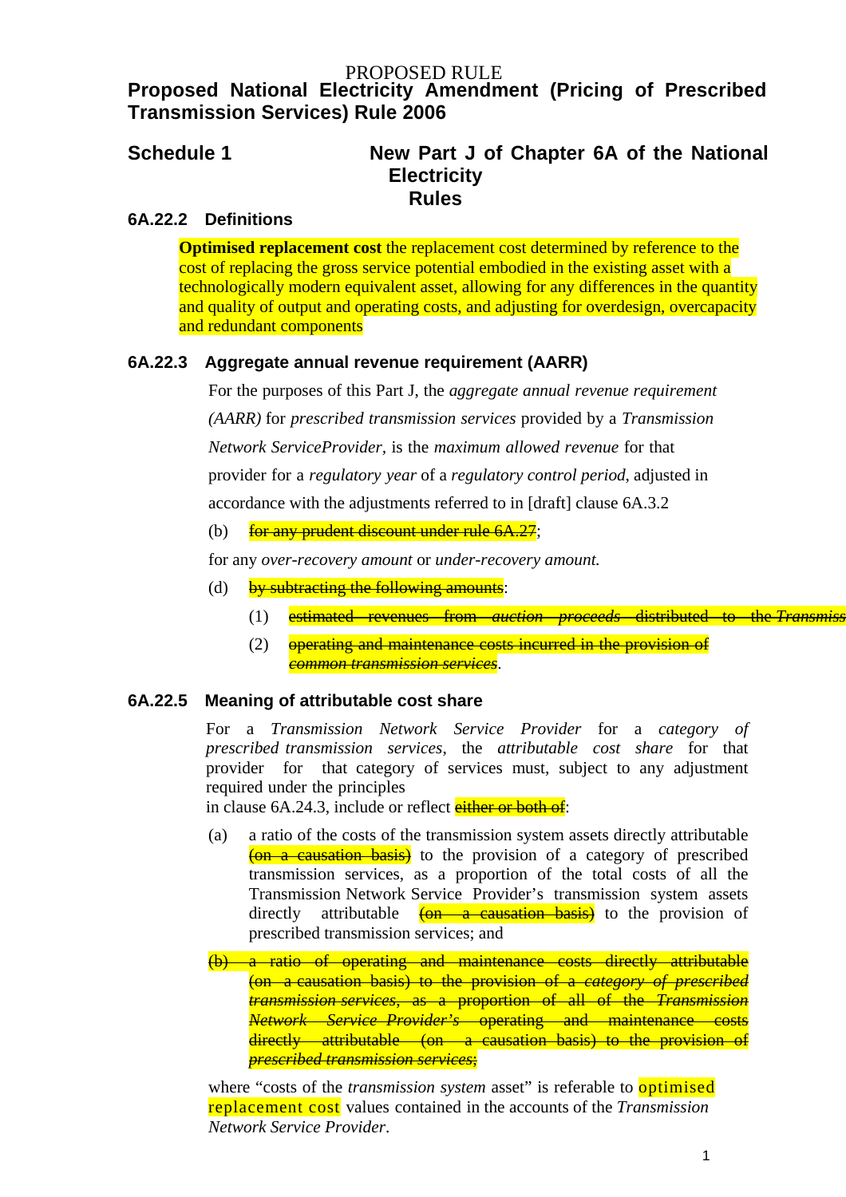PROPOSED RULE

# Proposed National Electricity Amendment (Pricing of Prescribed Transmission Services) Rule 2006

## Schedule 1 New Part J of Chapter 6A of the National Electricity Rules

### 6A.22.2 Definitions

**Optimised replacement cost** the replacement cost determined by reference to the cost of replacing the gross service potential embodied in the existing asset with a technologically modern equivalent asset, allowing for any differences in the quantity and quality of output and operating costs, and adjusting for overdesign, overcapacity and redundant components

### 6A.22.3 Aggregate annual revenue requirement (AARR)

For the purposes of this Part J, the *aggregate annual revenue requirement (AARR)* for *prescribed transmission services* provided by a *Transmission Network ServiceProvider*, is the *maximum allowed revenue* for that provider for a *regulatory year* of a *regulatory control period*, adjusted in accordance with the adjustments referred to in [draft] clause 6A.3.2

(b) ~~for any prudent discount under rule 6A.27~~;

for any *over-recovery amount* or *under-recovery amount.*

(d) ~~by subtracting the following amounts~~:

(1) ~~estimated revenues from *auction proceeds* distributed to the *Transmiss*~~

(2) ~~operating and maintenance costs incurred in the provision of *common transmission services*~~.

### 6A.22.5 Meaning of attributable cost share

For a *Transmission Network Service Provider* for a *category of prescribed transmission services*, the *attributable cost share* for that provider for that category of services must, subject to any adjustment required under the principles in clause 6A.24.3, include or reflect ~~either or both of~~:

(a) a ratio of the costs of the transmission system assets directly attributable ~~(on a causation basis)~~ to the provision of a category of prescribed transmission services, as a proportion of the total costs of all the Transmission Network Service Provider's transmission system assets directly attributable ~~(on a causation basis)~~ to the provision of prescribed transmission services; and

~~(b) a ratio of operating and maintenance costs directly attributable (on a causation basis) to the provision of a *category of prescribed transmission services*, as a proportion of all of the *Transmission Network Service Provider's* operating and maintenance costs directly attributable (on a causation basis) to the provision of *prescribed transmission services;*~~

where "costs of the *transmission system* asset" is referable to optimised replacement cost values contained in the accounts of the *Transmission Network Service Provider*.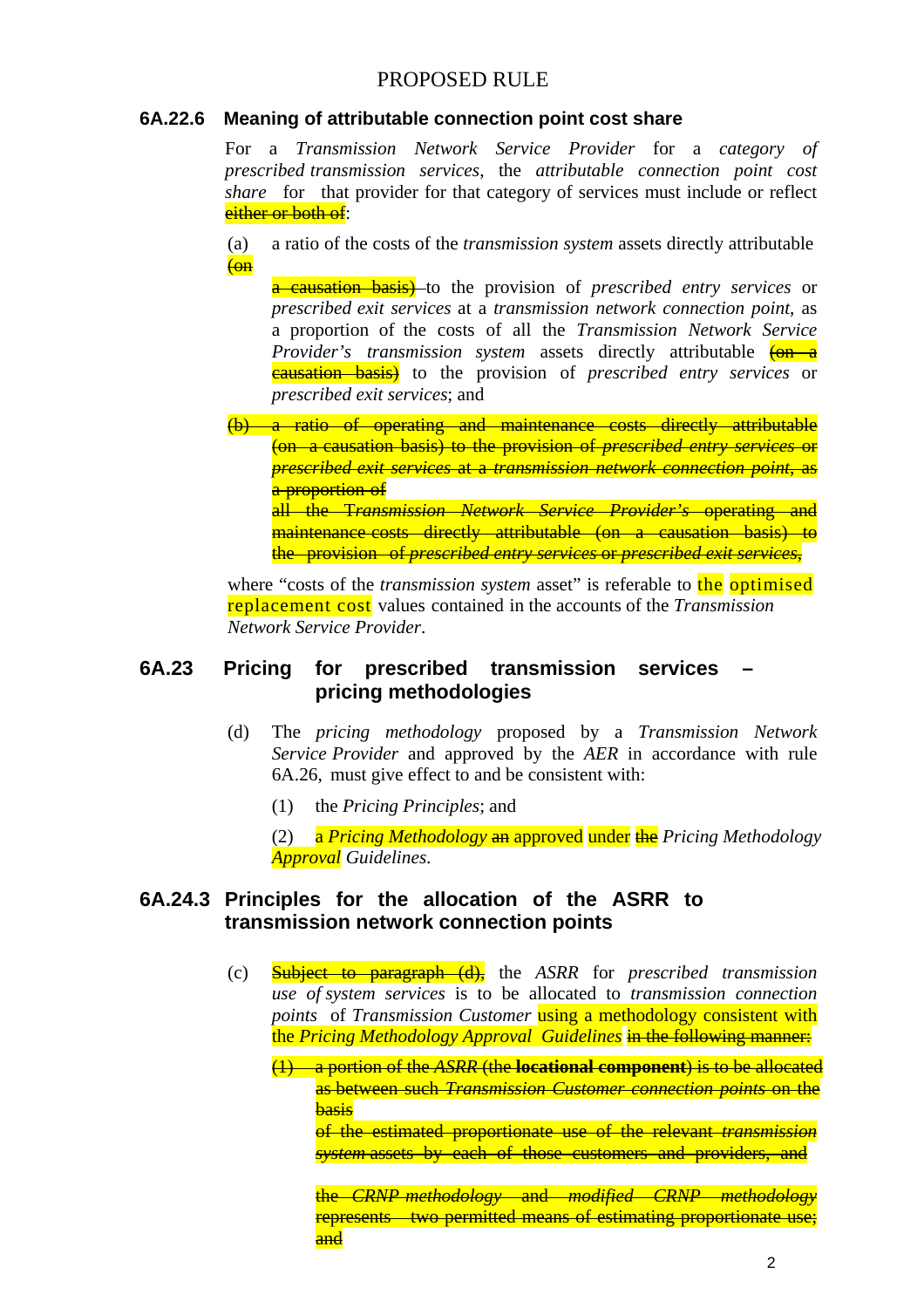PROPOSED RULE

### 6A.22.6 Meaning of attributable connection point cost share

For a *Transmission Network Service Provider* for a *category of prescribed transmission services*, the *attributable connection point cost share* for that provider for that category of services must include or reflect ~~either or both of~~:

(a) a ratio of the costs of the *transmission system* assets directly attributable ~~(on a causation basis)~~ to the provision of *prescribed entry services* or *prescribed exit services* at a *transmission network connection point*, as a proportion of the costs of all the *Transmission Network Service Provider's transmission system* assets directly attributable ~~(on a causation basis)~~ to the provision of *prescribed entry services* or *prescribed exit services*; and

~~(b) a ratio of operating and maintenance costs directly attributable (on a causation basis) to the provision of *prescribed entry services* or *prescribed exit services* at a *transmission network connection point*, as a proportion of all the *Transmission Network Service Provider's* operating and maintenance costs directly attributable (on a causation basis) to the provision of *prescribed entry services* or *prescribed exit services*,~~

where "costs of the *transmission system* asset" is referable to the optimised replacement cost values contained in the accounts of the *Transmission Network Service Provider*.

### 6A.23 Pricing for prescribed transmission services – pricing methodologies

(d) The *pricing methodology* proposed by a *Transmission Network Service Provider* and approved by the *AER* in accordance with rule 6A.26, must give effect to and be consistent with:

(1) the *Pricing Principles*; and

(2) a *Pricing Methodology* ~~an~~ approved under ~~the~~ *Pricing Methodology Approval Guidelines*.

### 6A.24.3 Principles for the allocation of the ASRR to transmission network connection points

(c) ~~Subject to paragraph (d),~~ the *ASRR* for *prescribed transmission use of system services* is to be allocated to *transmission connection points* of *Transmission Customer* using a methodology consistent with the *Pricing Methodology Approval Guidelines* ~~in the following manner:~~

~~(1) a portion of the *ASRR* (the **locational component**) is to be allocated as between such *Transmission Customer connection points* on the basis of the estimated proportionate use of the relevant *transmission system* assets by each of those customers and providers, and the *CRNP methodology* and *modified CRNP methodology* represents two permitted means of estimating proportionate use; and~~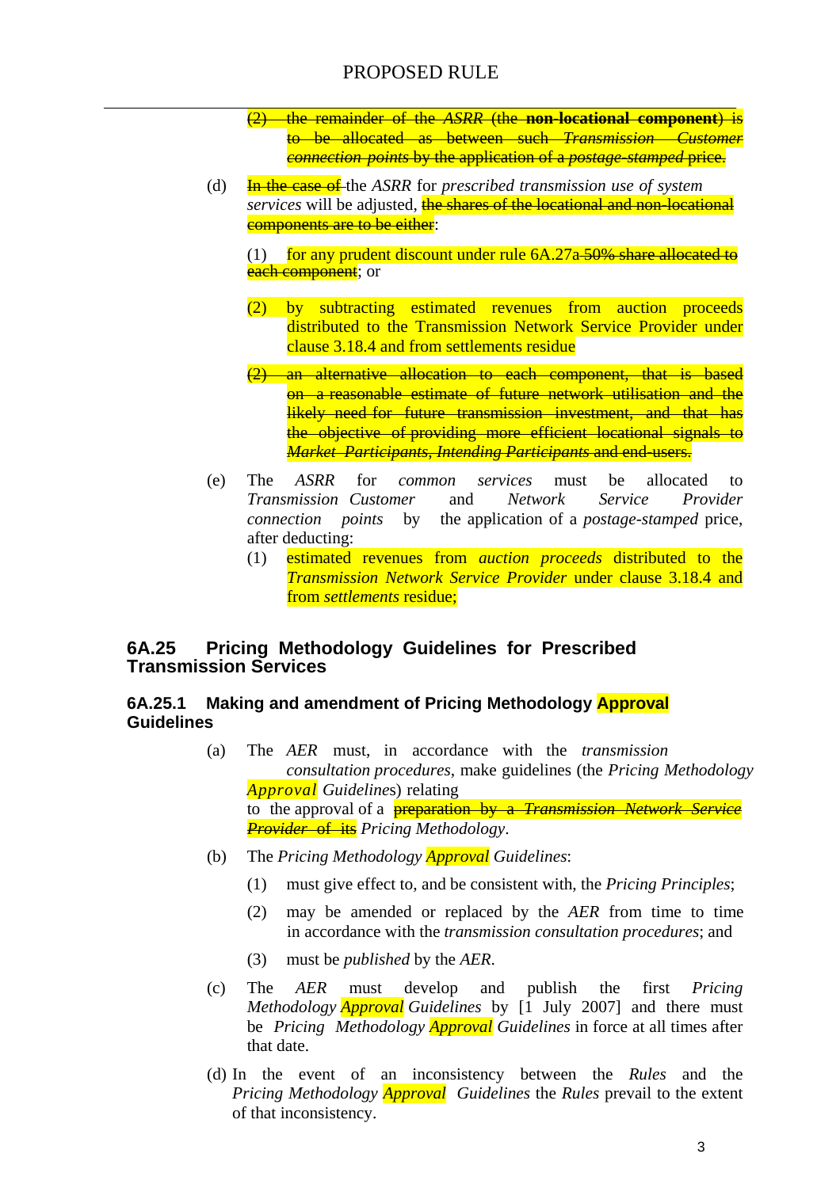(2) ~~the remainder of the *ASRR* (the **non-locational component**) is to be allocated as between such *Transmission Customer connection points* by the application of a *postage-stamped* price.~~

(d) ~~In the case of~~ the *ASRR* for *prescribed transmission use of system services* will be adjusted, ~~the shares of the locational and non-locational components are to be either~~:

(1) for any prudent discount under rule 6A.27a ~~50% share allocated to each component~~; or

(2) by subtracting estimated revenues from auction proceeds distributed to the Transmission Network Service Provider under clause 3.18.4 and from settlements residue

~~(2) an alternative allocation to each component, that is based on a reasonable estimate of future network utilisation and the likely need for future transmission investment, and that has the objective of providing more efficient locational signals to *Market Participants, Intending Participants* and end-users.~~

(e) The *ASRR* for *common services* must be allocated to *Transmission Customer* and *Network Service Provider connection points* by the application of a *postage-stamped* price, after deducting:

(1) estimated revenues from *auction proceeds* distributed to the *Transmission Network Service Provider* under clause 3.18.4 and from *settlements* residue;

## 6A.25 Pricing Methodology Guidelines for Prescribed Transmission Services

### 6A.25.1 Making and amendment of Pricing Methodology Approval Guidelines

(a) The *AER* must, in accordance with the *transmission consultation procedures*, make guidelines (the *Pricing Methodology Approval Guidelines*) relating to the approval of a ~~preparation by a *Transmission Network Service Provider* of its~~ *Pricing Methodology*.

(b) The *Pricing Methodology Approval Guidelines*:

(1) must give effect to, and be consistent with, the *Pricing Principles*;

(2) may be amended or replaced by the *AER* from time to time in accordance with the *transmission consultation procedures*; and

(3) must be *published* by the *AER*.

(c) The *AER* must develop and publish the first *Pricing Methodology Approval Guidelines* by [1 July 2007] and there must be *Pricing Methodology Approval Guidelines* in force at all times after that date.

(d) In the event of an inconsistency between the *Rules* and the *Pricing Methodology Approval Guidelines* the *Rules* prevail to the extent of that inconsistency.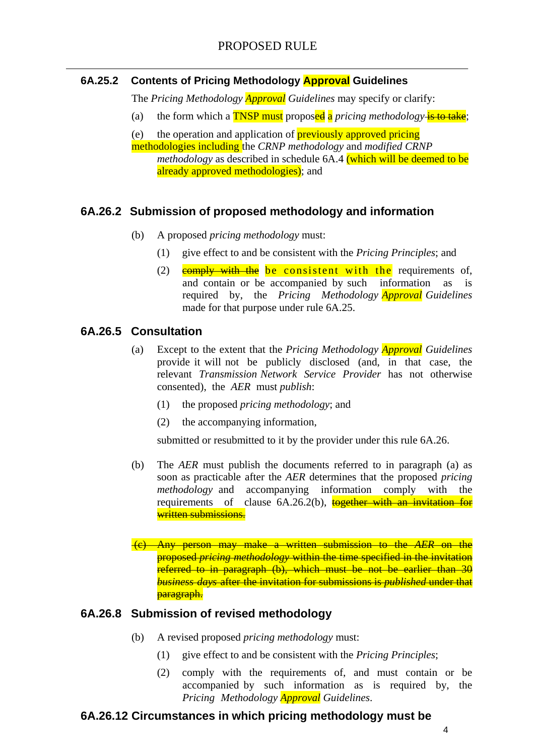## 6A.25.2 Contents of Pricing Methodology Approval Guidelines

The *Pricing Methodology Approval Guidelines* may specify or clarify:

(a) the form which a TNSP must proposed a *pricing methodology* ~~is to take~~;

(e) the operation and application of previously approved pricing methodologies including the *CRNP methodology* and *modified CRNP methodology* as described in schedule 6A.4 (which will be deemed to be already approved methodologies); and

## 6A.26.2 Submission of proposed methodology and information

(b) A proposed *pricing methodology* must:

(1) give effect to and be consistent with the *Pricing Principles*; and

(2) ~~comply with the~~ be consistent with the requirements of, and contain or be accompanied by such information as is required by, the *Pricing Methodology Approval Guidelines* made for that purpose under rule 6A.25.

## 6A.26.5 Consultation

(a) Except to the extent that the *Pricing Methodology Approval Guidelines* provide it will not be publicly disclosed (and, in that case, the relevant *Transmission Network Service Provider* has not otherwise consented), the *AER* must *publish*:

(1) the proposed *pricing methodology*; and

(2) the accompanying information,

submitted or resubmitted to it by the provider under this rule 6A.26.

(b) The *AER* must publish the documents referred to in paragraph (a) as soon as practicable after the *AER* determines that the proposed *pricing methodology* and accompanying information comply with the requirements of clause 6A.26.2(b), ~~together with an invitation for written submissions.~~

~~(c) Any person may make a written submission to the *AER* on the proposed *pricing methodology* within the time specified in the invitation referred to in paragraph (b), which must be not be earlier than 30 *business days* after the invitation for submissions is *published* under that paragraph.~~

## 6A.26.8 Submission of revised methodology

(b) A revised proposed *pricing methodology* must:

(1) give effect to and be consistent with the *Pricing Principles*;

(2) comply with the requirements of, and must contain or be accompanied by such information as is required by, the *Pricing Methodology Approval Guidelines*.

## 6A.26.12 Circumstances in which pricing methodology must be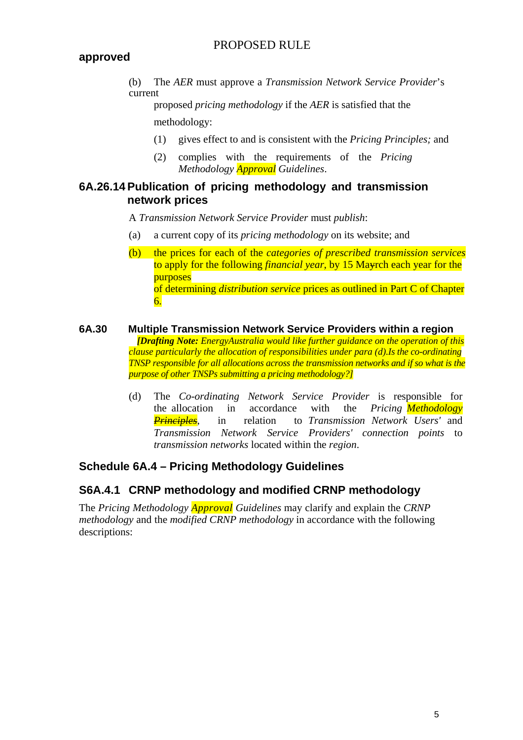PROPOSED RULE

**approved**

(b) The *AER* must approve a *Transmission Network Service Provider*'s current proposed *pricing methodology* if the *AER* is satisfied that the methodology:

(1) gives effect to and is consistent with the *Pricing Principles;* and

(2) complies with the requirements of the *Pricing Methodology Approval Guidelines*.

### 6A.26.14 Publication of pricing methodology and transmission network prices

A *Transmission Network Service Provider* must *publish*:

(a) a current copy of its *pricing methodology* on its website; and

(b) the prices for each of the *categories of prescribed transmission services* to apply for the following *financial year*, by 15 Ma~~y~~rch each year for the purposes of determining *distribution service* prices as outlined in Part C of Chapter 6.

### 6A.30 Multiple Transmission Network Service Providers within a region

***[Drafting Note:** EnergyAustralia would like further guidance on the operation of this clause particularly the allocation of responsibilities under para (d).Is the co-ordinating TNSP responsible for all allocations across the transmission networks and if so what is the purpose of other TNSPs submitting a pricing methodology?]*

(d) The *Co-ordinating Network Service Provider* is responsible for the allocation in accordance with the *Pricing Methodology* ~~*Principles*~~, in relation to *Transmission Network Users'* and *Transmission Network Service Providers' connection points* to *transmission networks* located within the *region*.

## Schedule 6A.4 – Pricing Methodology Guidelines

### S6A.4.1 CRNP methodology and modified CRNP methodology

The *Pricing Methodology Approval Guidelines* may clarify and explain the *CRNP methodology* and the *modified CRNP methodology* in accordance with the following descriptions: